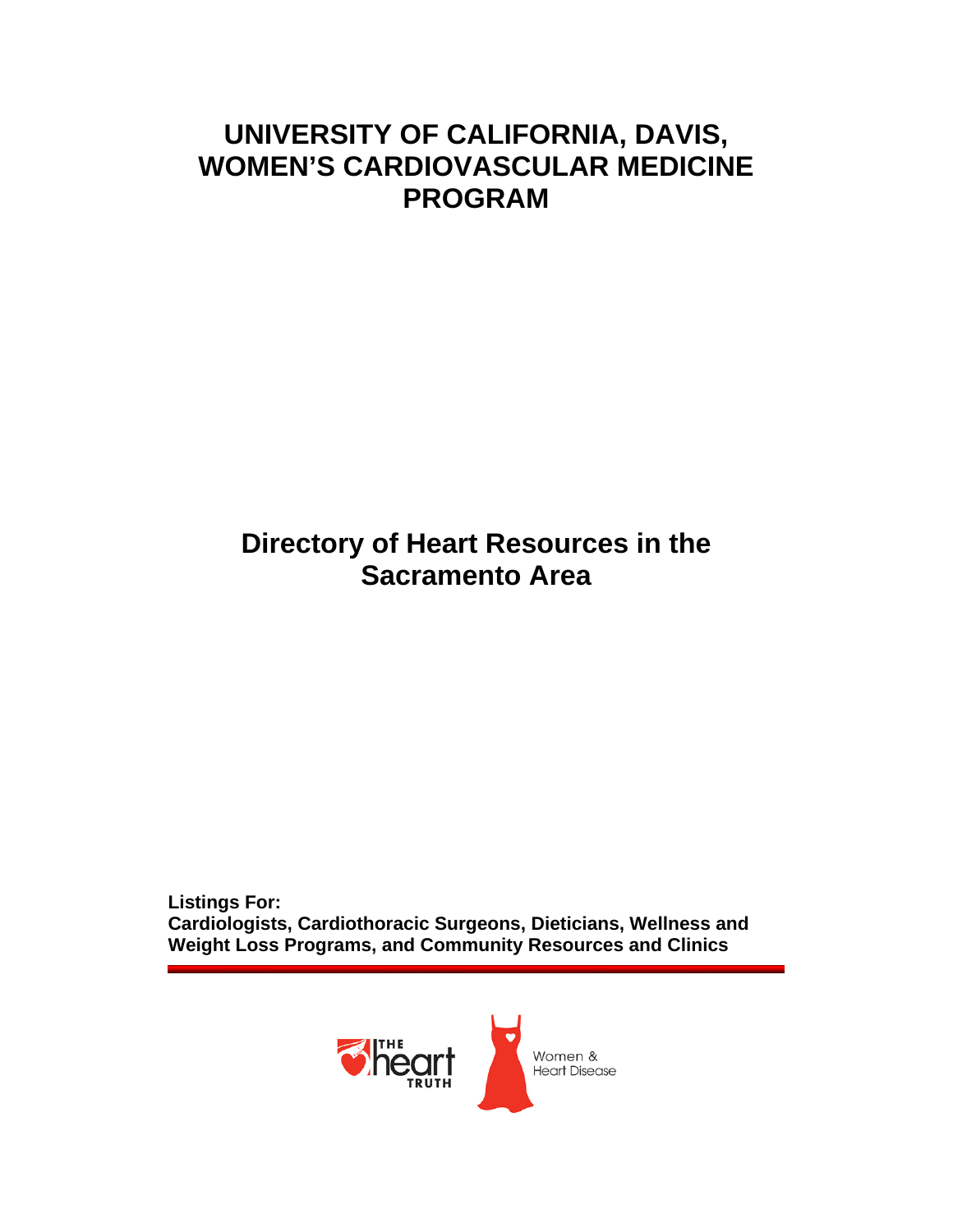# UNIVERSITY OF CALIFORNIA, DAVIS, WOMEN'S CARDIOVASCULAR MEDICINE PROGRAM

## Directory of Heart Resources in the Sacramento Area

**Listings For:**
**Cardiologists, Cardiothoracic Surgeons, Dieticians, Wellness and Weight Loss Programs, and Community Resources and Clinics**

THE heart TRUTH

Women & Heart Disease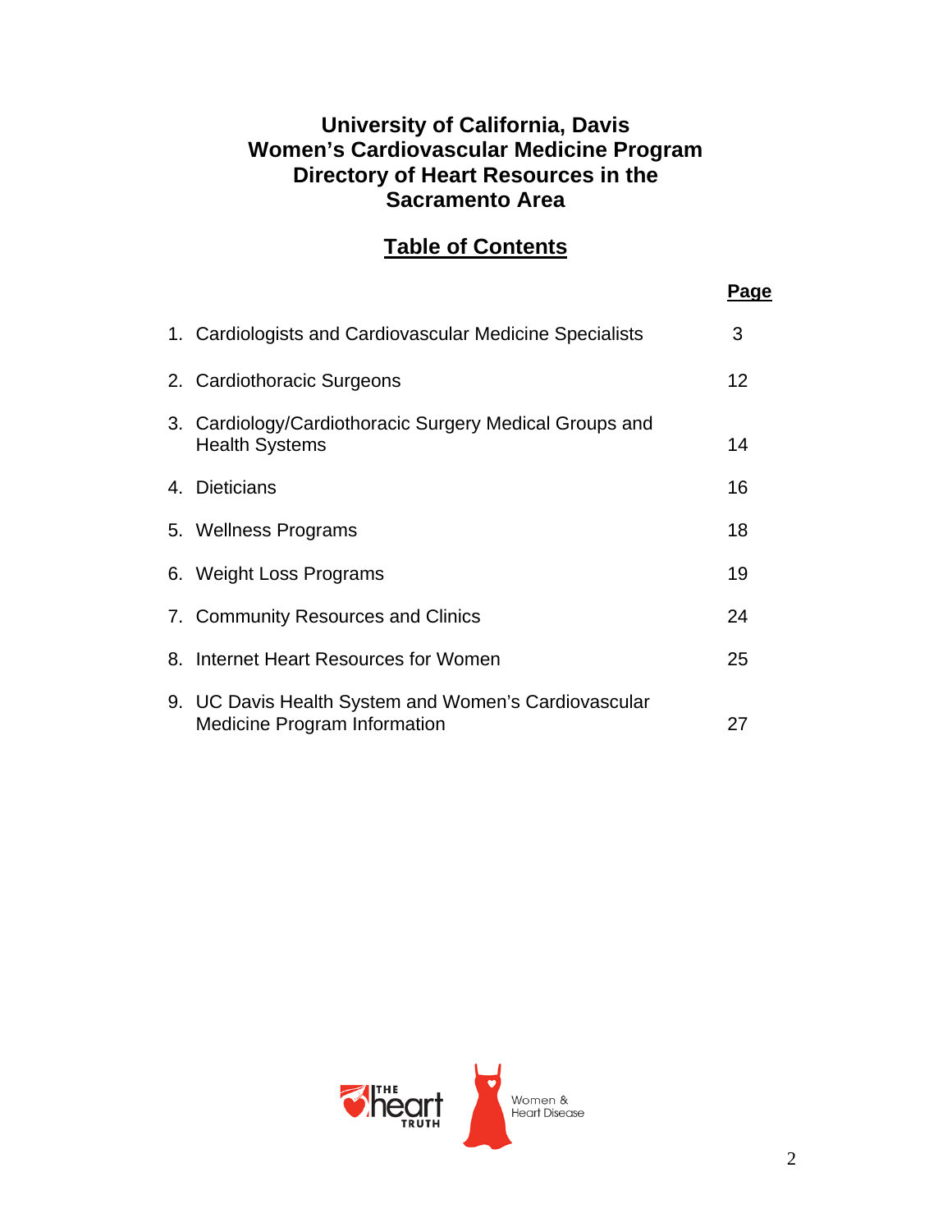# University of California, Davis
# Women's Cardiovascular Medicine Program
# Directory of Heart Resources in the Sacramento Area

## Table of Contents

| | Page |
|---|---|
| 1. Cardiologists and Cardiovascular Medicine Specialists | 3 |
| 2. Cardiothoracic Surgeons | 12 |
| 3. Cardiology/Cardiothoracic Surgery Medical Groups and Health Systems | 14 |
| 4. Dieticians | 16 |
| 5. Wellness Programs | 18 |
| 6. Weight Loss Programs | 19 |
| 7. Community Resources and Clinics | 24 |
| 8. Internet Heart Resources for Women | 25 |
| 9. UC Davis Health System and Women's Cardiovascular Medicine Program Information | 27 |

THE heart TRUTH

Women & Heart Disease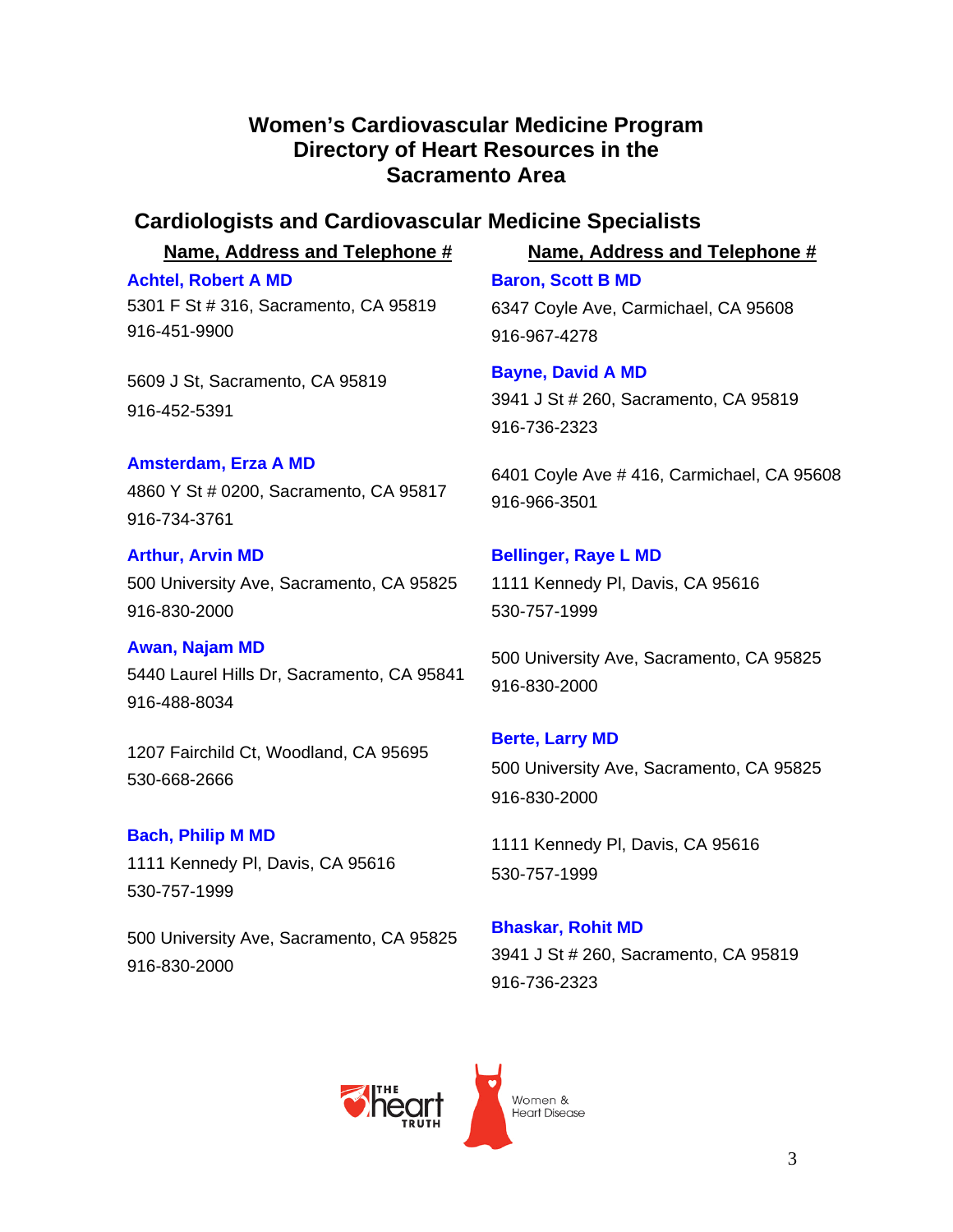# Women's Cardiovascular Medicine Program
# Directory of Heart Resources in the Sacramento Area

## Cardiologists and Cardiovascular Medicine Specialists

**Name, Address and Telephone #**

**Achtel, Robert A MD**
5301 F St # 316, Sacramento, CA 95819
916-451-9900

5609 J St, Sacramento, CA 95819
916-452-5391

**Amsterdam, Erza A MD**
4860 Y St # 0200, Sacramento, CA 95817
916-734-3761

**Arthur, Arvin MD**
500 University Ave, Sacramento, CA 95825
916-830-2000

**Awan, Najam MD**
5440 Laurel Hills Dr, Sacramento, CA 95841
916-488-8034

1207 Fairchild Ct, Woodland, CA 95695
530-668-2666

**Bach, Philip M MD**
1111 Kennedy Pl, Davis, CA 95616
530-757-1999

500 University Ave, Sacramento, CA 95825
916-830-2000

**Baron, Scott B MD**
6347 Coyle Ave, Carmichael, CA 95608
916-967-4278

**Bayne, David A MD**
3941 J St # 260, Sacramento, CA 95819
916-736-2323

6401 Coyle Ave # 416, Carmichael, CA 95608
916-966-3501

**Bellinger, Raye L MD**
1111 Kennedy Pl, Davis, CA 95616
530-757-1999

500 University Ave, Sacramento, CA 95825
916-830-2000

**Berte, Larry MD**
500 University Ave, Sacramento, CA 95825
916-830-2000

1111 Kennedy Pl, Davis, CA 95616
530-757-1999

**Bhaskar, Rohit MD**
3941 J St # 260, Sacramento, CA 95819
916-736-2323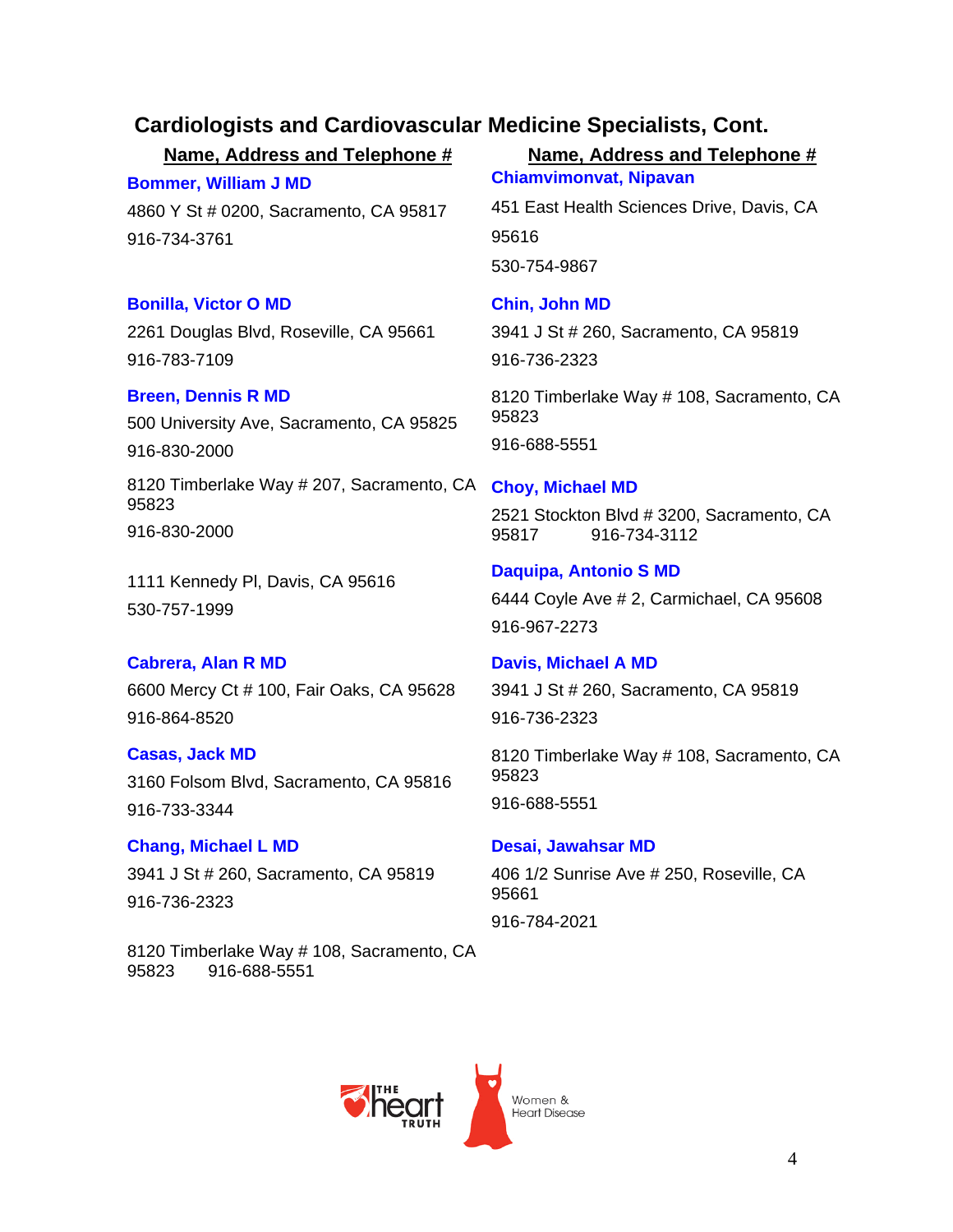## Cardiologists and Cardiovascular Medicine Specialists, Cont.

**Name, Address and Telephone #**

**Bommer, William J MD**

4860 Y St # 0200, Sacramento, CA 95817

916-734-3761

**Bonilla, Victor O MD**

2261 Douglas Blvd, Roseville, CA 95661

916-783-7109

**Breen, Dennis R MD**

500 University Ave, Sacramento, CA 95825

916-830-2000

8120 Timberlake Way # 207, Sacramento, CA 95823

916-830-2000

1111 Kennedy Pl, Davis, CA 95616

530-757-1999

**Cabrera, Alan R MD**

6600 Mercy Ct # 100, Fair Oaks, CA 95628

916-864-8520

**Casas, Jack MD**

3160 Folsom Blvd, Sacramento, CA 95816

916-733-3344

**Chang, Michael L MD**

3941 J St # 260, Sacramento, CA 95819

916-736-2323

8120 Timberlake Way # 108, Sacramento, CA 95823 916-688-5551

**Name, Address and Telephone #**

**Chiamvimonvat, Nipavan**

451 East Health Sciences Drive, Davis, CA 95616

530-754-9867

**Chin, John MD**

3941 J St # 260, Sacramento, CA 95819

916-736-2323

8120 Timberlake Way # 108, Sacramento, CA 95823

916-688-5551

**Choy, Michael MD**

2521 Stockton Blvd # 3200, Sacramento, CA 95817 916-734-3112

**Daquipa, Antonio S MD**

6444 Coyle Ave # 2, Carmichael, CA 95608

916-967-2273

**Davis, Michael A MD**

3941 J St # 260, Sacramento, CA 95819

916-736-2323

8120 Timberlake Way # 108, Sacramento, CA 95823

916-688-5551

**Desai, Jawahsar MD**

406 1/2 Sunrise Ave # 250, Roseville, CA 95661

916-784-2021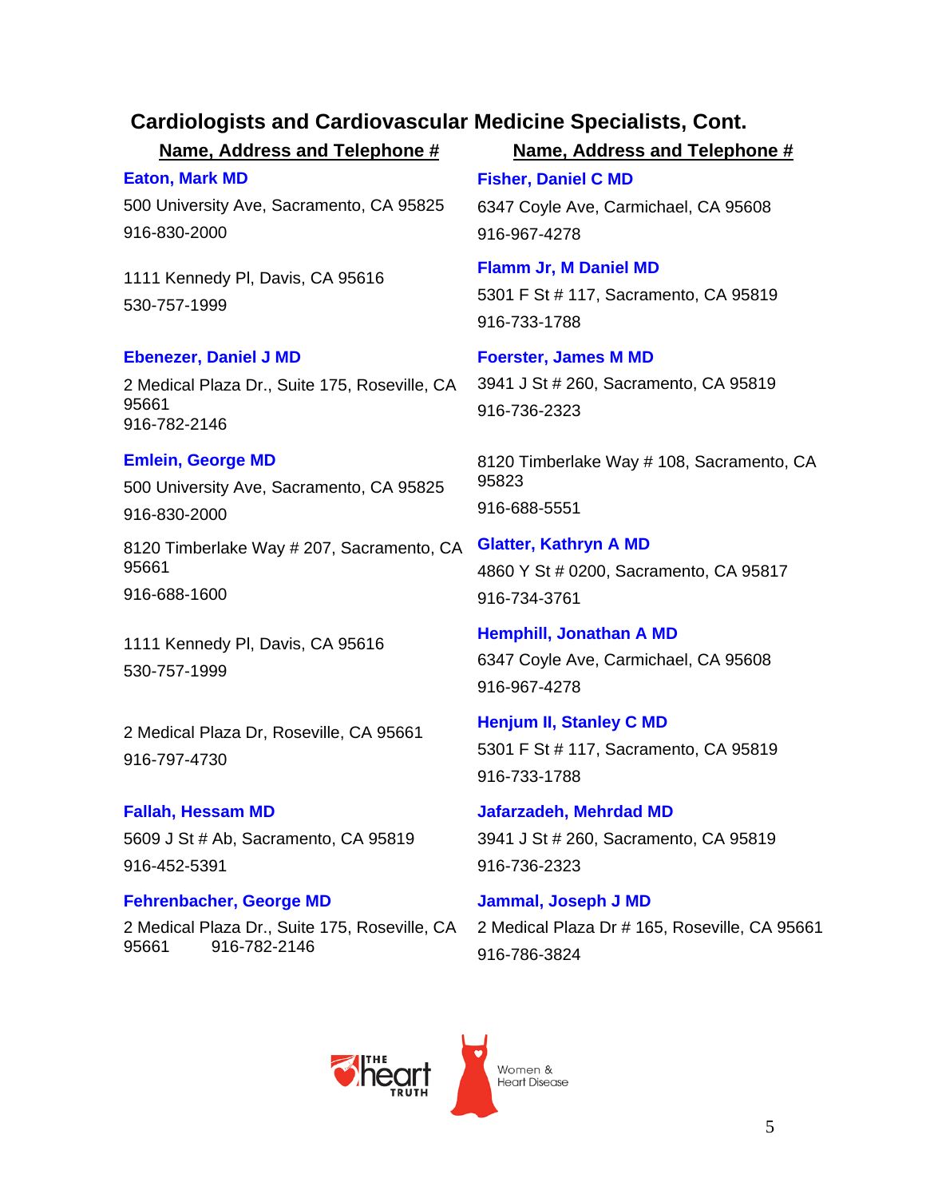## Cardiologists and Cardiovascular Medicine Specialists, Cont.

**Name, Address and Telephone #**

**Eaton, Mark MD**

500 University Ave, Sacramento, CA 95825
916-830-2000

1111 Kennedy Pl, Davis, CA 95616
530-757-1999

**Ebenezer, Daniel J MD**

2 Medical Plaza Dr., Suite 175, Roseville, CA 95661
916-782-2146

**Emlein, George MD**

500 University Ave, Sacramento, CA 95825
916-830-2000

8120 Timberlake Way # 207, Sacramento, CA 95661
916-688-1600

1111 Kennedy Pl, Davis, CA 95616
530-757-1999

2 Medical Plaza Dr, Roseville, CA 95661
916-797-4730

**Fallah, Hessam MD**

5609 J St # Ab, Sacramento, CA 95819
916-452-5391

**Fehrenbacher, George MD**

2 Medical Plaza Dr., Suite 175, Roseville, CA 95661 916-782-2146

**Name, Address and Telephone #**

**Fisher, Daniel C MD**

6347 Coyle Ave, Carmichael, CA 95608
916-967-4278

**Flamm Jr, M Daniel MD**

5301 F St # 117, Sacramento, CA 95819
916-733-1788

**Foerster, James M MD**

3941 J St # 260, Sacramento, CA 95819
916-736-2323

8120 Timberlake Way # 108, Sacramento, CA 95823
916-688-5551

**Glatter, Kathryn A MD**

4860 Y St # 0200, Sacramento, CA 95817
916-734-3761

**Hemphill, Jonathan A MD**

6347 Coyle Ave, Carmichael, CA 95608
916-967-4278

**Henjum II, Stanley C MD**

5301 F St # 117, Sacramento, CA 95819
916-733-1788

**Jafarzadeh, Mehrdad MD**

3941 J St # 260, Sacramento, CA 95819
916-736-2323

**Jammal, Joseph J MD**

2 Medical Plaza Dr # 165, Roseville, CA 95661
916-786-3824

THE heart TRUTH — Women & Heart Disease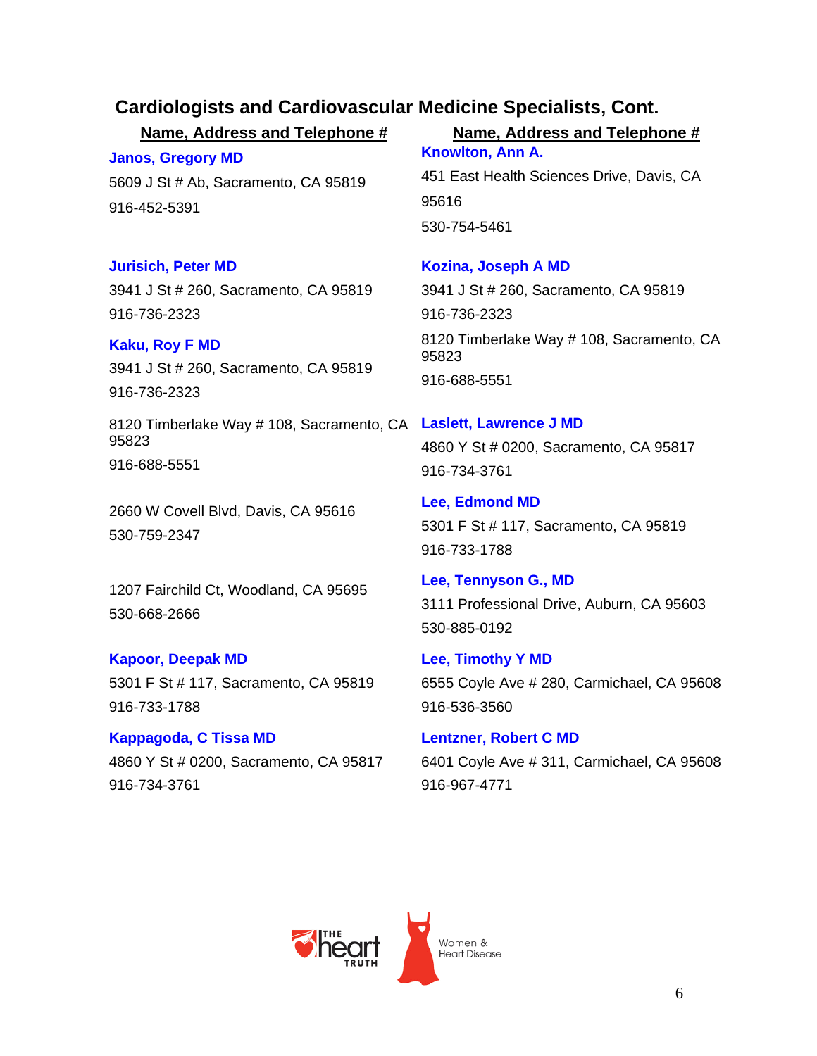## Cardiologists and Cardiovascular Medicine Specialists, Cont.

**Name, Address and Telephone #**

**Janos, Gregory MD**
5609 J St # Ab, Sacramento, CA 95819
916-452-5391

**Jurisich, Peter MD**
3941 J St # 260, Sacramento, CA 95819
916-736-2323

**Kaku, Roy F MD**
3941 J St # 260, Sacramento, CA 95819
916-736-2323

8120 Timberlake Way # 108, Sacramento, CA 95823
916-688-5551

2660 W Covell Blvd, Davis, CA 95616
530-759-2347

1207 Fairchild Ct, Woodland, CA 95695
530-668-2666

**Kapoor, Deepak MD**
5301 F St # 117, Sacramento, CA 95819
916-733-1788

**Kappagoda, C Tissa MD**
4860 Y St # 0200, Sacramento, CA 95817
916-734-3761

**Name, Address and Telephone #**

**Knowlton, Ann A.**
451 East Health Sciences Drive, Davis, CA 95616
530-754-5461

**Kozina, Joseph A MD**
3941 J St # 260, Sacramento, CA 95819
916-736-2323

8120 Timberlake Way # 108, Sacramento, CA 95823
916-688-5551

**Laslett, Lawrence J MD**
4860 Y St # 0200, Sacramento, CA 95817
916-734-3761

**Lee, Edmond MD**
5301 F St # 117, Sacramento, CA 95819
916-733-1788

**Lee, Tennyson G., MD**
3111 Professional Drive, Auburn, CA 95603
530-885-0192

**Lee, Timothy Y MD**
6555 Coyle Ave # 280, Carmichael, CA 95608
916-536-3560

**Lentzner, Robert C MD**
6401 Coyle Ave # 311, Carmichael, CA 95608
916-967-4771

THE heart TRUTH — Women & Heart Disease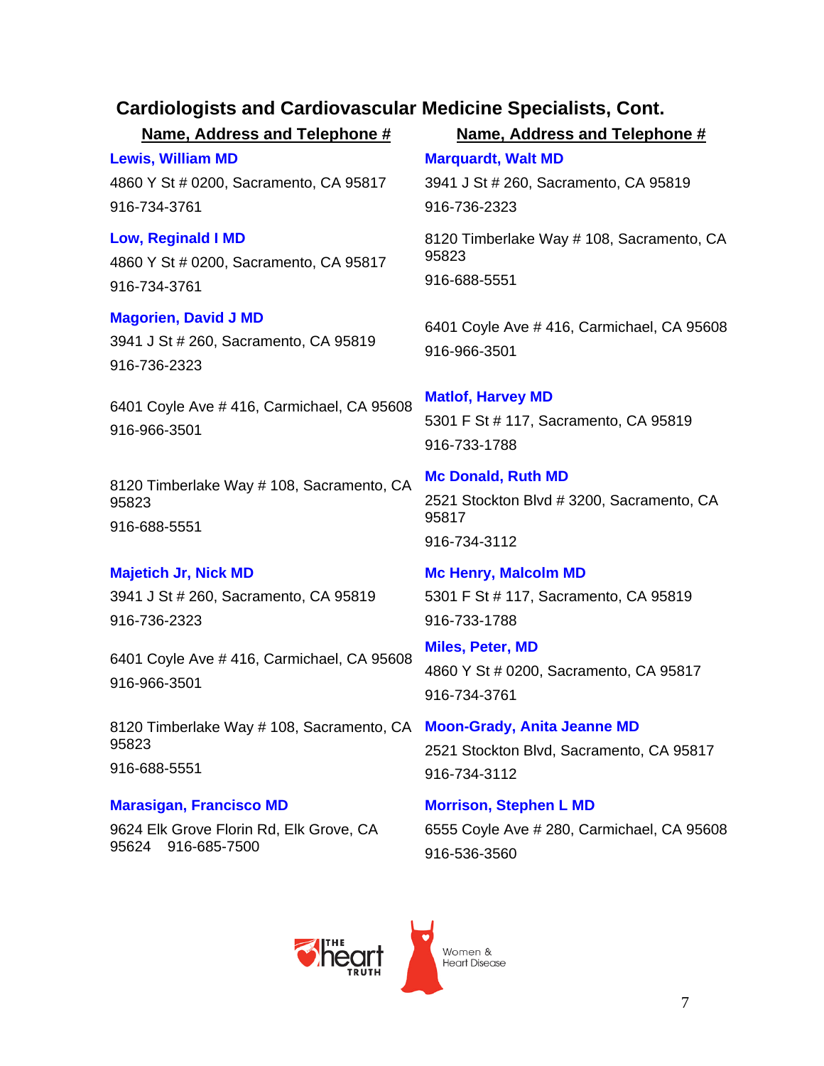## Cardiologists and Cardiovascular Medicine Specialists, Cont.

**Name, Address and Telephone #**

**Lewis, William MD**
4860 Y St # 0200, Sacramento, CA 95817
916-734-3761

**Low, Reginald I MD**
4860 Y St # 0200, Sacramento, CA 95817
916-734-3761

**Magorien, David J MD**
3941 J St # 260, Sacramento, CA 95819
916-736-2323

6401 Coyle Ave # 416, Carmichael, CA 95608
916-966-3501

8120 Timberlake Way # 108, Sacramento, CA 95823
916-688-5551

**Majetich Jr, Nick MD**
3941 J St # 260, Sacramento, CA 95819
916-736-2323

6401 Coyle Ave # 416, Carmichael, CA 95608
916-966-3501

8120 Timberlake Way # 108, Sacramento, CA 95823
916-688-5551

**Marasigan, Francisco MD**
9624 Elk Grove Florin Rd, Elk Grove, CA 95624 916-685-7500

**Name, Address and Telephone #**

**Marquardt, Walt MD**
3941 J St # 260, Sacramento, CA 95819
916-736-2323

8120 Timberlake Way # 108, Sacramento, CA 95823
916-688-5551

6401 Coyle Ave # 416, Carmichael, CA 95608
916-966-3501

**Matlof, Harvey MD**
5301 F St # 117, Sacramento, CA 95819
916-733-1788

**Mc Donald, Ruth MD**
2521 Stockton Blvd # 3200, Sacramento, CA 95817
916-734-3112

**Mc Henry, Malcolm MD**
5301 F St # 117, Sacramento, CA 95819
916-733-1788

**Miles, Peter, MD**
4860 Y St # 0200, Sacramento, CA 95817
916-734-3761

**Moon-Grady, Anita Jeanne MD**
2521 Stockton Blvd, Sacramento, CA 95817
916-734-3112

**Morrison, Stephen L MD**
6555 Coyle Ave # 280, Carmichael, CA 95608
916-536-3560

THE heart TRUTH — Women & Heart Disease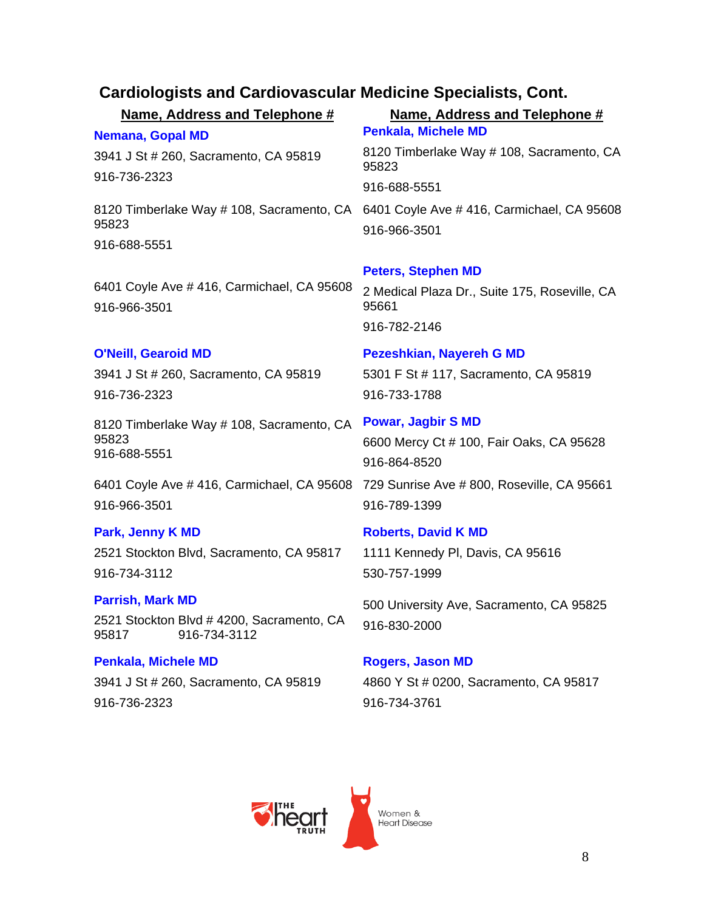## Cardiologists and Cardiovascular Medicine Specialists, Cont.

**Name, Address and Telephone #**

**Nemana, Gopal MD**

3941 J St # 260, Sacramento, CA 95819

916-736-2323

8120 Timberlake Way # 108, Sacramento, CA 95823

916-688-5551

6401 Coyle Ave # 416, Carmichael, CA 95608

916-966-3501

**O'Neill, Gearoid MD**

3941 J St # 260, Sacramento, CA 95819

916-736-2323

8120 Timberlake Way # 108, Sacramento, CA 95823

916-688-5551

6401 Coyle Ave # 416, Carmichael, CA 95608

916-966-3501

**Park, Jenny K MD**

2521 Stockton Blvd, Sacramento, CA 95817

916-734-3112

**Parrish, Mark MD**

2521 Stockton Blvd # 4200, Sacramento, CA 95817 916-734-3112

**Penkala, Michele MD**

3941 J St # 260, Sacramento, CA 95819

916-736-2323

**Name, Address and Telephone #**

**Penkala, Michele MD**

8120 Timberlake Way # 108, Sacramento, CA 95823

916-688-5551

6401 Coyle Ave # 416, Carmichael, CA 95608

916-966-3501

**Peters, Stephen MD**

2 Medical Plaza Dr., Suite 175, Roseville, CA 95661

916-782-2146

**Pezeshkian, Nayereh G MD**

5301 F St # 117, Sacramento, CA 95819

916-733-1788

**Powar, Jagbir S MD**

6600 Mercy Ct # 100, Fair Oaks, CA 95628

916-864-8520

729 Sunrise Ave # 800, Roseville, CA 95661

916-789-1399

**Roberts, David K MD**

1111 Kennedy Pl, Davis, CA 95616

530-757-1999

500 University Ave, Sacramento, CA 95825

916-830-2000

**Rogers, Jason MD**

4860 Y St # 0200, Sacramento, CA 95817

916-734-3761

THE heart TRUTH — Women & Heart Disease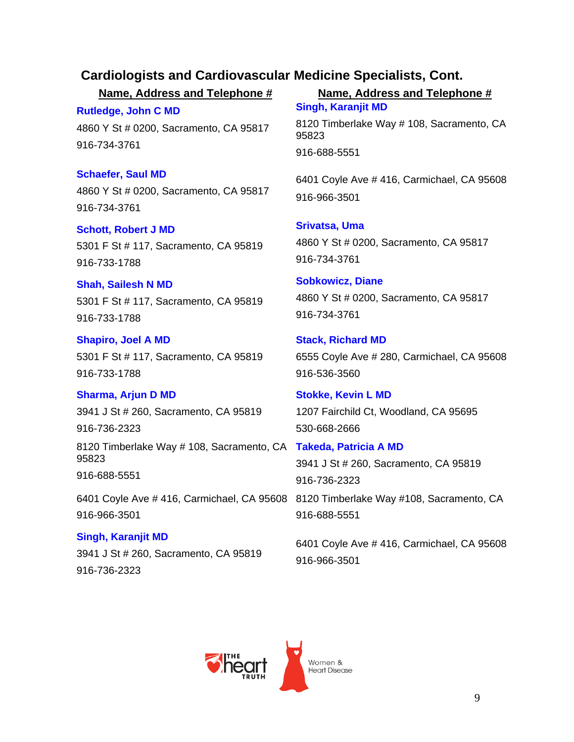## Cardiologists and Cardiovascular Medicine Specialists, Cont.

**Name, Address and Telephone #**

**Rutledge, John C MD**
4860 Y St # 0200, Sacramento, CA 95817
916-734-3761

**Schaefer, Saul MD**
4860 Y St # 0200, Sacramento, CA 95817
916-734-3761

**Schott, Robert J MD**
5301 F St # 117, Sacramento, CA 95819
916-733-1788

**Shah, Sailesh N MD**
5301 F St # 117, Sacramento, CA 95819
916-733-1788

**Shapiro, Joel A MD**
5301 F St # 117, Sacramento, CA 95819
916-733-1788

**Sharma, Arjun D MD**
3941 J St # 260, Sacramento, CA 95819
916-736-2323

8120 Timberlake Way # 108, Sacramento, CA 95823
916-688-5551

6401 Coyle Ave # 416, Carmichael, CA 95608
916-966-3501

**Singh, Karanjit MD**
3941 J St # 260, Sacramento, CA 95819
916-736-2323

**Name, Address and Telephone #**

**Singh, Karanjit MD**
8120 Timberlake Way # 108, Sacramento, CA 95823
916-688-5551

6401 Coyle Ave # 416, Carmichael, CA 95608
916-966-3501

**Srivatsa, Uma**
4860 Y St # 0200, Sacramento, CA 95817
916-734-3761

**Sobkowicz, Diane**
4860 Y St # 0200, Sacramento, CA 95817
916-734-3761

**Stack, Richard MD**
6555 Coyle Ave # 280, Carmichael, CA 95608
916-536-3560

**Stokke, Kevin L MD**
1207 Fairchild Ct, Woodland, CA 95695
530-668-2666

**Takeda, Patricia A MD**
3941 J St # 260, Sacramento, CA 95819
916-736-2323

8120 Timberlake Way #108, Sacramento, CA
916-688-5551

6401 Coyle Ave # 416, Carmichael, CA 95608
916-966-3501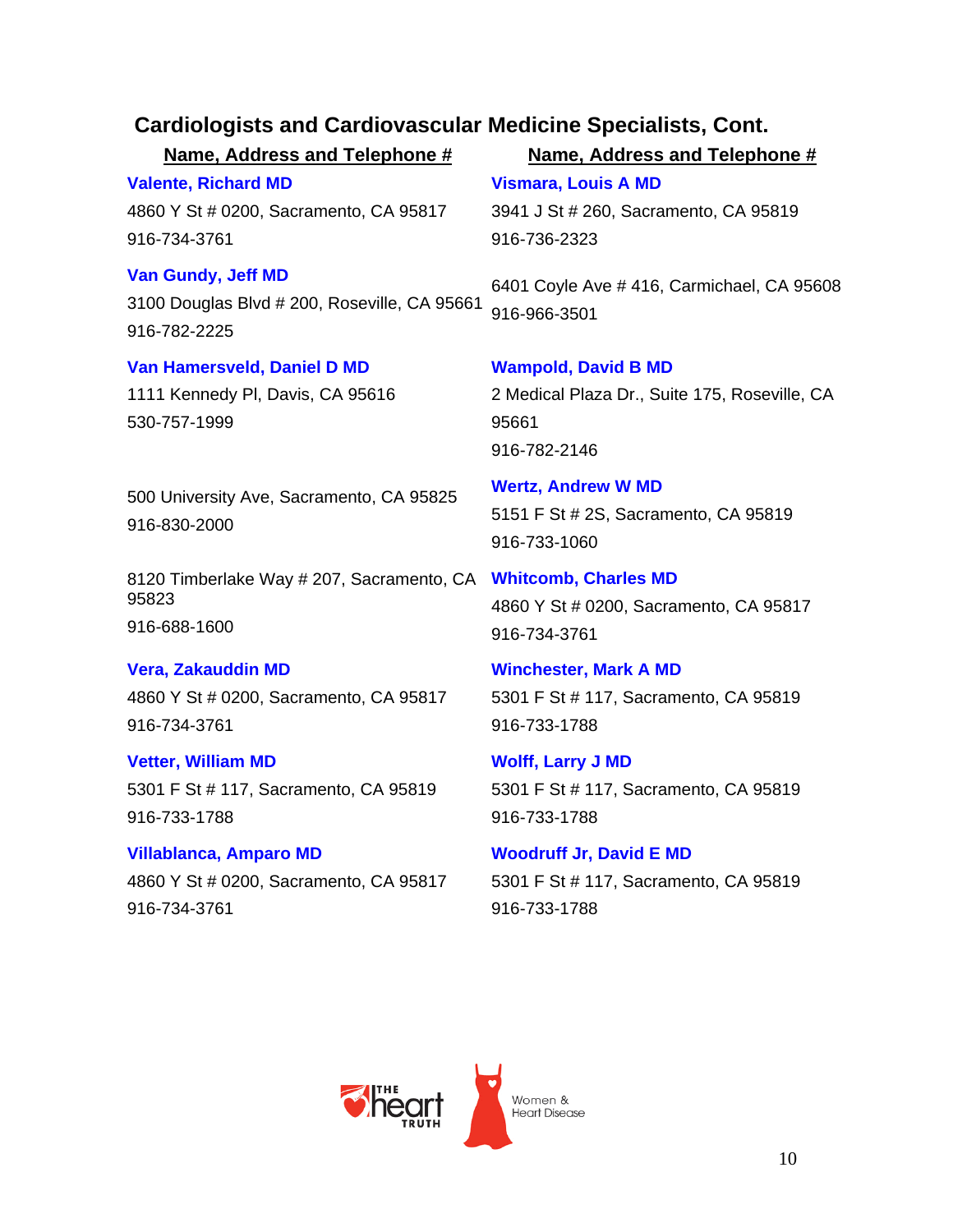## Cardiologists and Cardiovascular Medicine Specialists, Cont.

**Name, Address and Telephone #**

**Valente, Richard MD**
4860 Y St # 0200, Sacramento, CA 95817
916-734-3761

**Van Gundy, Jeff MD**
3100 Douglas Blvd # 200, Roseville, CA 95661
916-782-2225

**Van Hamersveld, Daniel D MD**
1111 Kennedy Pl, Davis, CA 95616
530-757-1999

500 University Ave, Sacramento, CA 95825
916-830-2000

8120 Timberlake Way # 207, Sacramento, CA 95823
916-688-1600

**Vera, Zakauddin MD**
4860 Y St # 0200, Sacramento, CA 95817
916-734-3761

**Vetter, William MD**
5301 F St # 117, Sacramento, CA 95819
916-733-1788

**Villablanca, Amparo MD**
4860 Y St # 0200, Sacramento, CA 95817
916-734-3761

**Name, Address and Telephone #**

**Vismara, Louis A MD**
3941 J St # 260, Sacramento, CA 95819
916-736-2323

6401 Coyle Ave # 416, Carmichael, CA 95608
916-966-3501

**Wampold, David B MD**
2 Medical Plaza Dr., Suite 175, Roseville, CA 95661
916-782-2146

**Wertz, Andrew W MD**
5151 F St # 2S, Sacramento, CA 95819
916-733-1060

**Whitcomb, Charles MD**
4860 Y St # 0200, Sacramento, CA 95817
916-734-3761

**Winchester, Mark A MD**
5301 F St # 117, Sacramento, CA 95819
916-733-1788

**Wolff, Larry J MD**
5301 F St # 117, Sacramento, CA 95819
916-733-1788

**Woodruff Jr, David E MD**
5301 F St # 117, Sacramento, CA 95819
916-733-1788

THE heart TRUTH Women & Heart Disease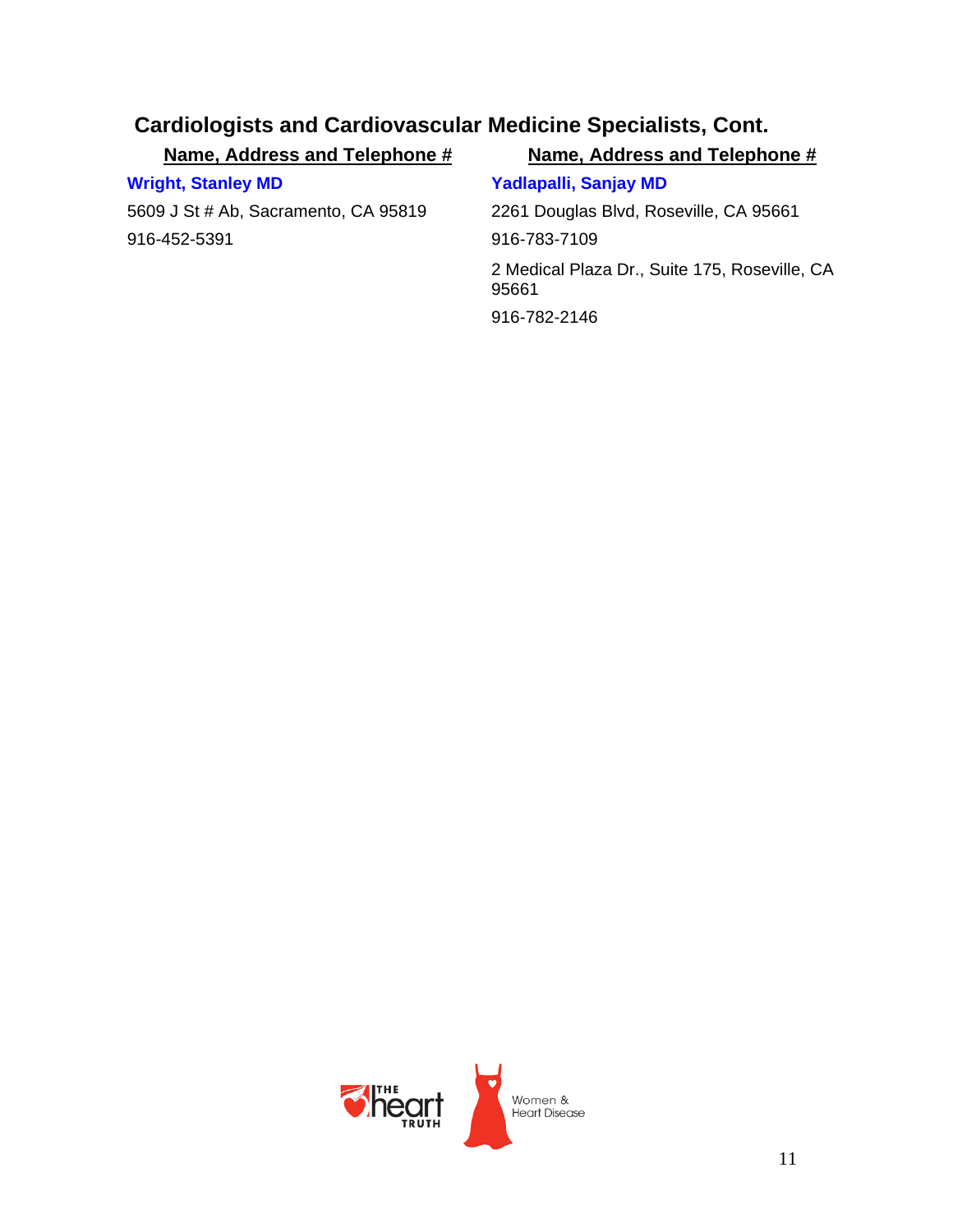## Cardiologists and Cardiovascular Medicine Specialists, Cont.

| Name, Address and Telephone # | Name, Address and Telephone # |
| --- | --- |
| **Wright, Stanley MD**<br>5609 J St # Ab, Sacramento, CA 95819<br>916-452-5391 | **Yadlapalli, Sanjay MD**<br>2261 Douglas Blvd, Roseville, CA 95661<br>916-783-7109<br>2 Medical Plaza Dr., Suite 175, Roseville, CA 95661<br>916-782-2146 |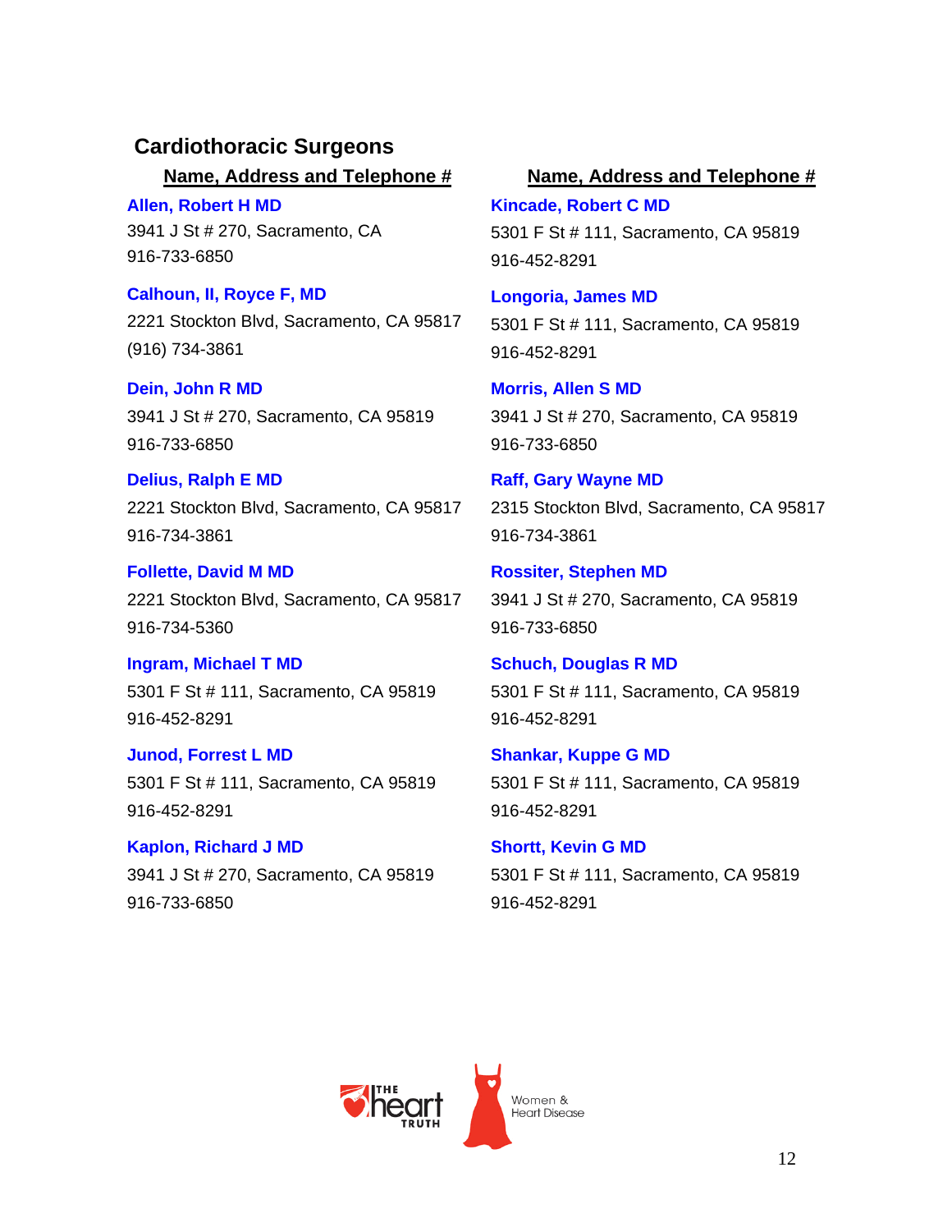## Cardiothoracic Surgeons

**Name, Address and Telephone #**

**Allen, Robert H MD**
3941 J St # 270, Sacramento, CA
916-733-6850

**Calhoun, II, Royce F, MD**
2221 Stockton Blvd, Sacramento, CA 95817
(916) 734-3861

**Dein, John R MD**
3941 J St # 270, Sacramento, CA 95819
916-733-6850

**Delius, Ralph E MD**
2221 Stockton Blvd, Sacramento, CA 95817
916-734-3861

**Follette, David M MD**
2221 Stockton Blvd, Sacramento, CA 95817
916-734-5360

**Ingram, Michael T MD**
5301 F St # 111, Sacramento, CA 95819
916-452-8291

**Junod, Forrest L MD**
5301 F St # 111, Sacramento, CA 95819
916-452-8291

**Kaplon, Richard J MD**
3941 J St # 270, Sacramento, CA 95819
916-733-6850

**Name, Address and Telephone #**

**Kincade, Robert C MD**
5301 F St # 111, Sacramento, CA 95819
916-452-8291

**Longoria, James MD**
5301 F St # 111, Sacramento, CA 95819
916-452-8291

**Morris, Allen S MD**
3941 J St # 270, Sacramento, CA 95819
916-733-6850

**Raff, Gary Wayne MD**
2315 Stockton Blvd, Sacramento, CA 95817
916-734-3861

**Rossiter, Stephen MD**
3941 J St # 270, Sacramento, CA 95819
916-733-6850

**Schuch, Douglas R MD**
5301 F St # 111, Sacramento, CA 95819
916-452-8291

**Shankar, Kuppe G MD**
5301 F St # 111, Sacramento, CA 95819
916-452-8291

**Shortt, Kevin G MD**
5301 F St # 111, Sacramento, CA 95819
916-452-8291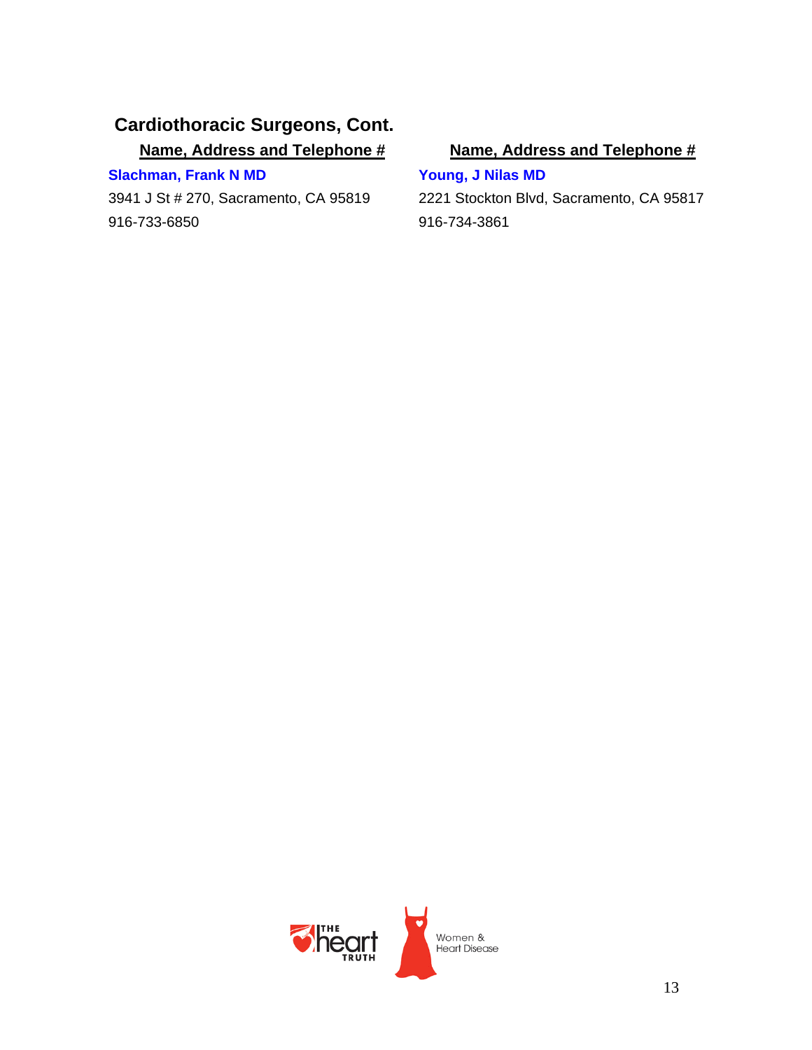## Cardiothoracic Surgeons, Cont.

**Name, Address and Telephone #**

**Slachman, Frank N MD**

3941 J St # 270, Sacramento, CA 95819

916-733-6850

**Name, Address and Telephone #**

**Young, J Nilas MD**

2221 Stockton Blvd, Sacramento, CA 95817

916-734-3861

THE heart TRUTH

Women & Heart Disease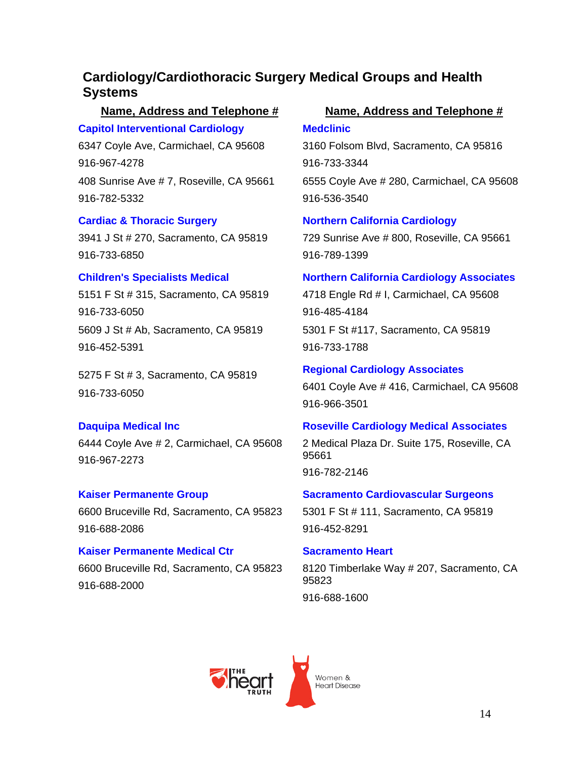## Cardiology/Cardiothoracic Surgery Medical Groups and Health Systems

**Name, Address and Telephone #**

**Capitol Interventional Cardiology**
6347 Coyle Ave, Carmichael, CA 95608
916-967-4278
408 Sunrise Ave # 7, Roseville, CA 95661
916-782-5332

**Cardiac & Thoracic Surgery**
3941 J St # 270, Sacramento, CA 95819
916-733-6850

**Children's Specialists Medical**
5151 F St # 315, Sacramento, CA 95819
916-733-6050
5609 J St # Ab, Sacramento, CA 95819
916-452-5391

5275 F St # 3, Sacramento, CA 95819
916-733-6050

**Daquipa Medical Inc**
6444 Coyle Ave # 2, Carmichael, CA 95608
916-967-2273

**Kaiser Permanente Group**
6600 Bruceville Rd, Sacramento, CA 95823
916-688-2086

**Kaiser Permanente Medical Ctr**
6600 Bruceville Rd, Sacramento, CA 95823
916-688-2000

**Name, Address and Telephone #**

**Medclinic**
3160 Folsom Blvd, Sacramento, CA 95816
916-733-3344
6555 Coyle Ave # 280, Carmichael, CA 95608
916-536-3540

**Northern California Cardiology**
729 Sunrise Ave # 800, Roseville, CA 95661
916-789-1399

**Northern California Cardiology Associates**
4718 Engle Rd # I, Carmichael, CA 95608
916-485-4184
5301 F St #117, Sacramento, CA 95819
916-733-1788

**Regional Cardiology Associates**
6401 Coyle Ave # 416, Carmichael, CA 95608
916-966-3501

**Roseville Cardiology Medical Associates**
2 Medical Plaza Dr. Suite 175, Roseville, CA 95661
916-782-2146

**Sacramento Cardiovascular Surgeons**
5301 F St # 111, Sacramento, CA 95819
916-452-8291

**Sacramento Heart**
8120 Timberlake Way # 207, Sacramento, CA 95823
916-688-1600

THE heart TRUTH — Women & Heart Disease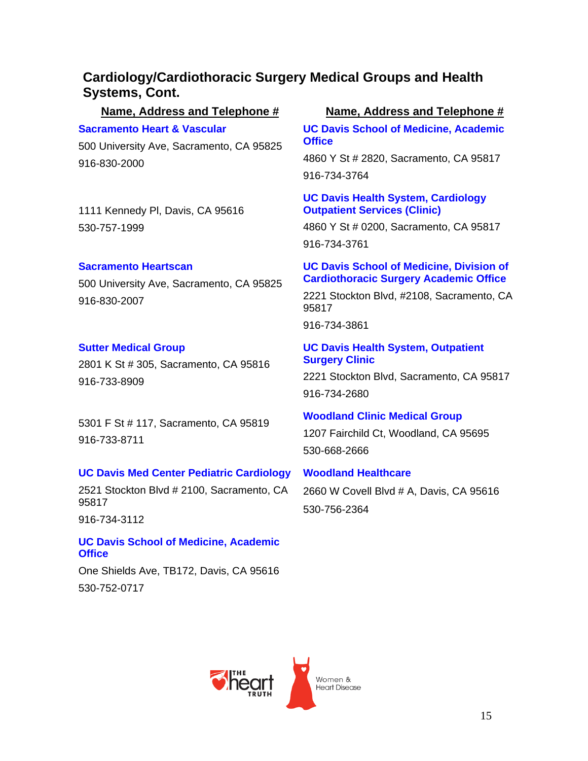## Cardiology/Cardiothoracic Surgery Medical Groups and Health Systems, Cont.

**Name, Address and Telephone #**

**Sacramento Heart & Vascular**

500 University Ave, Sacramento, CA 95825

916-830-2000

1111 Kennedy Pl, Davis, CA 95616

530-757-1999

**Sacramento Heartscan**

500 University Ave, Sacramento, CA 95825

916-830-2007

**Sutter Medical Group**

2801 K St # 305, Sacramento, CA 95816

916-733-8909

5301 F St # 117, Sacramento, CA 95819

916-733-8711

**UC Davis Med Center Pediatric Cardiology**

2521 Stockton Blvd # 2100, Sacramento, CA 95817

916-734-3112

**UC Davis School of Medicine, Academic Office**

One Shields Ave, TB172, Davis, CA 95616

530-752-0717

**Name, Address and Telephone #**

**UC Davis School of Medicine, Academic Office**

4860 Y St # 2820, Sacramento, CA 95817

916-734-3764

**UC Davis Health System, Cardiology Outpatient Services (Clinic)**

4860 Y St # 0200, Sacramento, CA 95817

916-734-3761

**UC Davis School of Medicine, Division of Cardiothoracic Surgery Academic Office**

2221 Stockton Blvd, #2108, Sacramento, CA 95817

916-734-3861

**UC Davis Health System, Outpatient Surgery Clinic**

2221 Stockton Blvd, Sacramento, CA 95817

916-734-2680

**Woodland Clinic Medical Group**

1207 Fairchild Ct, Woodland, CA 95695

530-668-2666

**Woodland Healthcare**

2660 W Covell Blvd # A, Davis, CA 95616

530-756-2364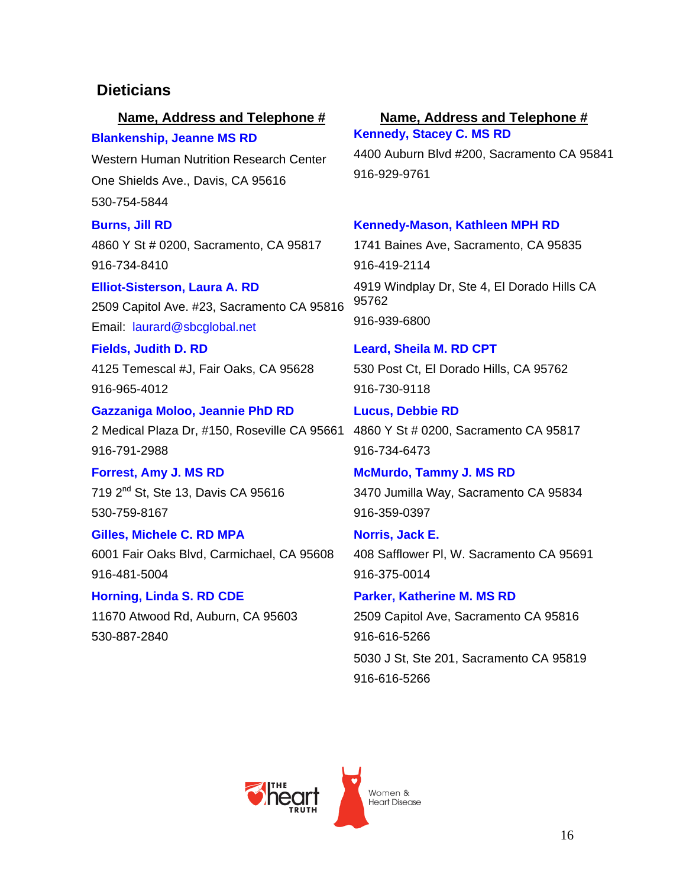## Dieticians

**Name, Address and Telephone #**

**Blankenship, Jeanne MS RD**
Western Human Nutrition Research Center
One Shields Ave., Davis, CA 95616
530-754-5844

**Burns, Jill RD**
4860 Y St # 0200, Sacramento, CA 95817
916-734-8410

**Elliot-Sisterson, Laura A. RD**
2509 Capitol Ave. #23, Sacramento CA 95816
Email: laurard@sbcglobal.net

**Fields, Judith D. RD**
4125 Temescal #J, Fair Oaks, CA 95628
916-965-4012

**Gazzaniga Moloo, Jeannie PhD RD**
2 Medical Plaza Dr, #150, Roseville CA 95661
916-791-2988

**Forrest, Amy J. MS RD**
719 2nd St, Ste 13, Davis CA 95616
530-759-8167

**Gilles, Michele C. RD MPA**
6001 Fair Oaks Blvd, Carmichael, CA 95608
916-481-5004

**Horning, Linda S. RD CDE**
11670 Atwood Rd, Auburn, CA 95603
530-887-2840

**Name, Address and Telephone #**

**Kennedy, Stacey C. MS RD**
4400 Auburn Blvd #200, Sacramento CA 95841
916-929-9761

**Kennedy-Mason, Kathleen MPH RD**
1741 Baines Ave, Sacramento, CA 95835
916-419-2114
4919 Windplay Dr, Ste 4, El Dorado Hills CA 95762
916-939-6800

**Leard, Sheila M. RD CPT**
530 Post Ct, El Dorado Hills, CA 95762
916-730-9118

**Lucus, Debbie RD**
4860 Y St # 0200, Sacramento CA 95817
916-734-6473

**McMurdo, Tammy J. MS RD**
3470 Jumilla Way, Sacramento CA 95834
916-359-0397

**Norris, Jack E.**
408 Safflower Pl, W. Sacramento CA 95691
916-375-0014

**Parker, Katherine M. MS RD**
2509 Capitol Ave, Sacramento CA 95816
916-616-5266
5030 J St, Ste 201, Sacramento CA 95819
916-616-5266

The Heart Truth — Women & Heart Disease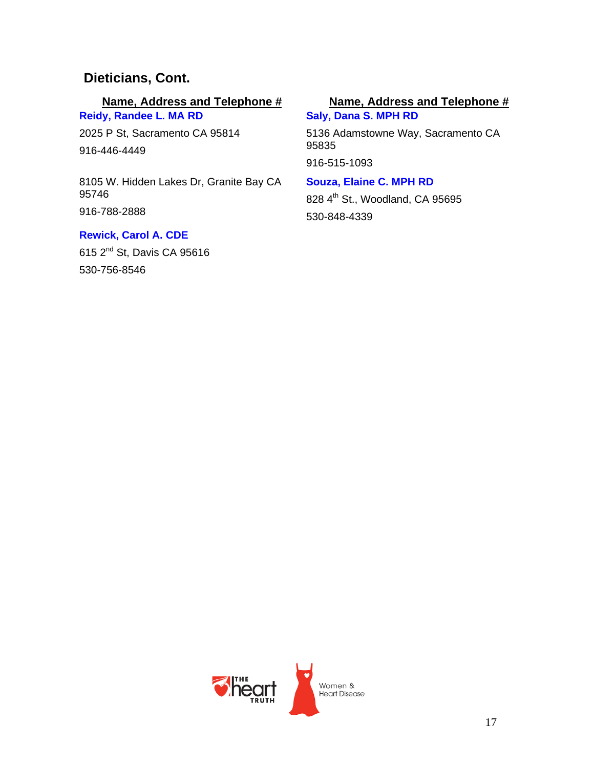## Dieticians, Cont.

**Name, Address and Telephone #**

**Reidy, Randee L. MA RD**

2025 P St, Sacramento CA 95814

916-446-4449

8105 W. Hidden Lakes Dr, Granite Bay CA 95746

916-788-2888

**Rewick, Carol A. CDE**

615 2nd St, Davis CA 95616

530-756-8546

**Name, Address and Telephone #**

**Saly, Dana S. MPH RD**

5136 Adamstowne Way, Sacramento CA 95835

916-515-1093

**Souza, Elaine C. MPH RD**

828 4th St., Woodland, CA 95695

530-848-4339

THE heart TRUTH — Women & Heart Disease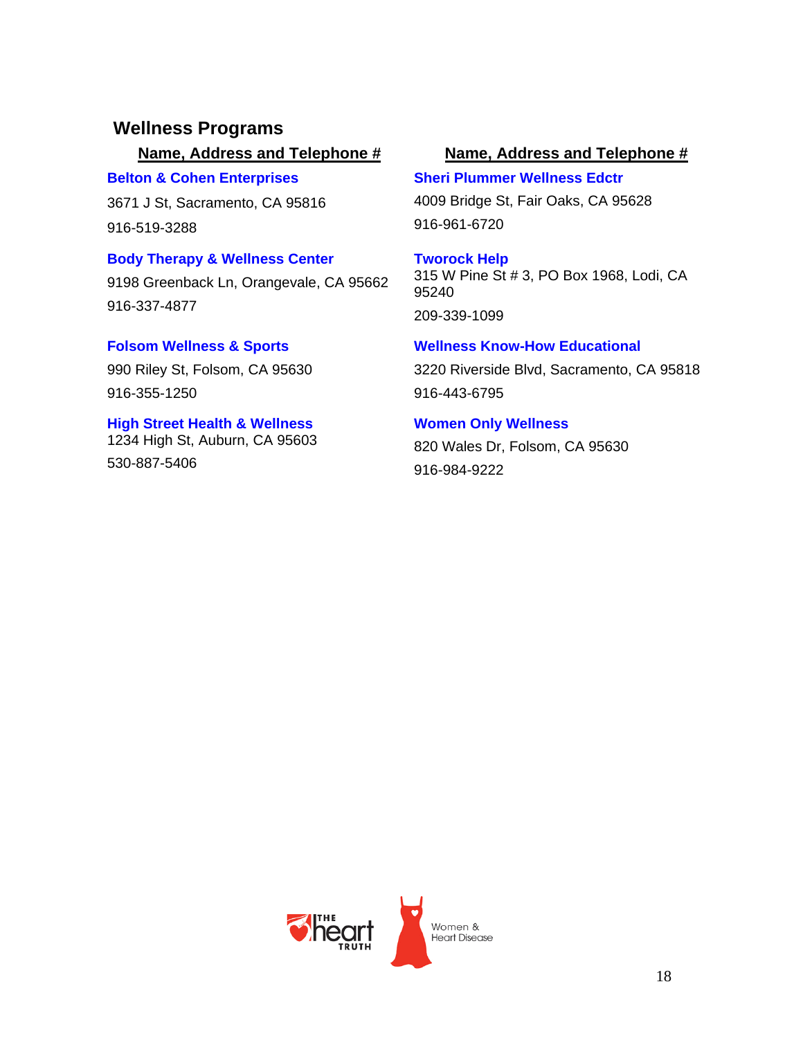## Wellness Programs

**Name, Address and Telephone #**

**Belton & Cohen Enterprises**

3671 J St, Sacramento, CA 95816

916-519-3288

**Body Therapy & Wellness Center**

9198 Greenback Ln, Orangevale, CA 95662

916-337-4877

**Folsom Wellness & Sports**

990 Riley St, Folsom, CA 95630

916-355-1250

**High Street Health & Wellness**

1234 High St, Auburn, CA 95603

530-887-5406

**Name, Address and Telephone #**

**Sheri Plummer Wellness Edctr**

4009 Bridge St, Fair Oaks, CA 95628

916-961-6720

**Tworock Help**

315 W Pine St # 3, PO Box 1968, Lodi, CA 95240

209-339-1099

**Wellness Know-How Educational**

3220 Riverside Blvd, Sacramento, CA 95818

916-443-6795

**Women Only Wellness**

820 Wales Dr, Folsom, CA 95630

916-984-9222

THE heart TRUTH

Women & Heart Disease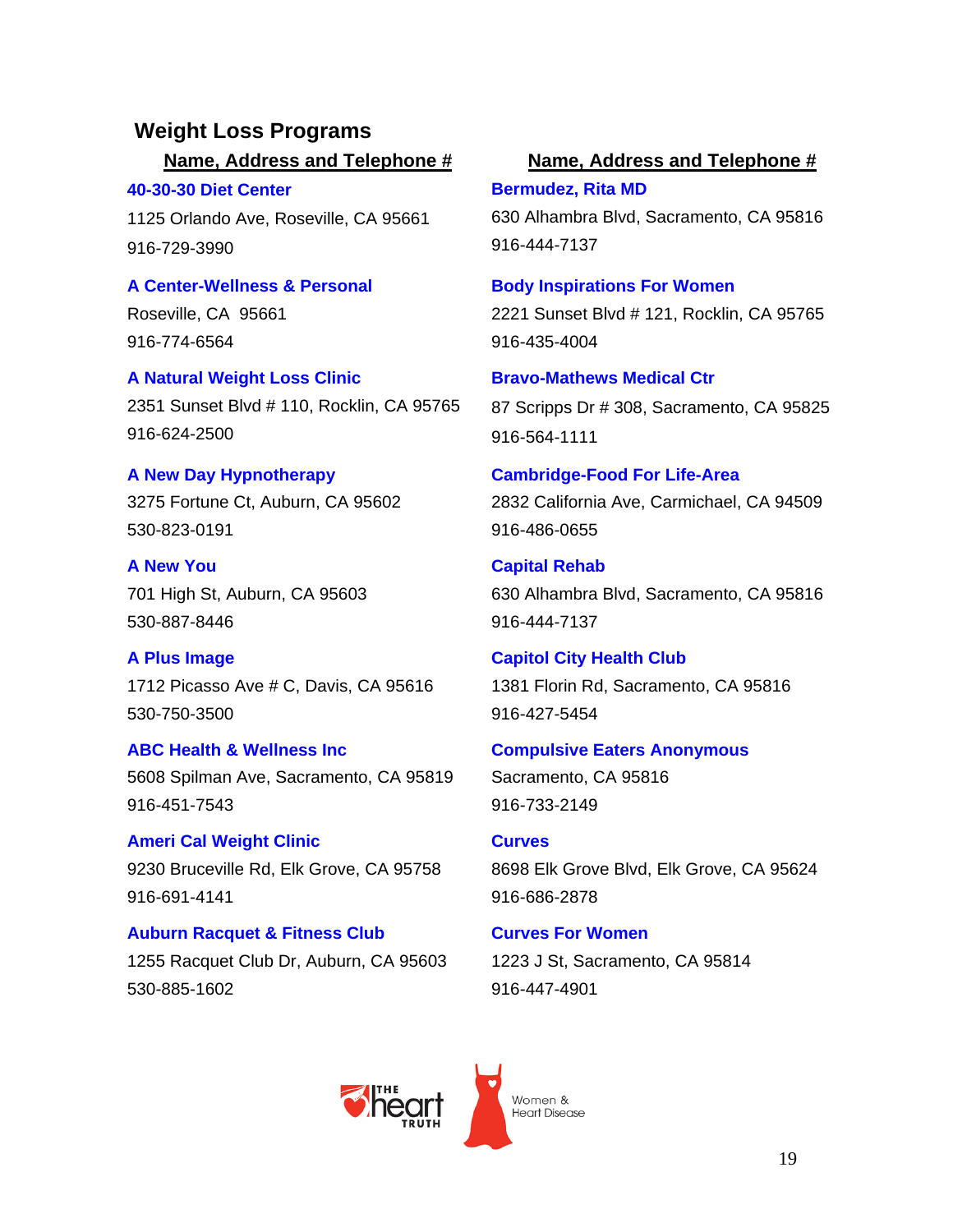## Weight Loss Programs

**Name, Address and Telephone #**

**40-30-30 Diet Center**
1125 Orlando Ave, Roseville, CA 95661
916-729-3990

**A Center-Wellness & Personal**
Roseville, CA 95661
916-774-6564

**A Natural Weight Loss Clinic**
2351 Sunset Blvd # 110, Rocklin, CA 95765
916-624-2500

**A New Day Hypnotherapy**
3275 Fortune Ct, Auburn, CA 95602
530-823-0191

**A New You**
701 High St, Auburn, CA 95603
530-887-8446

**A Plus Image**
1712 Picasso Ave # C, Davis, CA 95616
530-750-3500

**ABC Health & Wellness Inc**
5608 Spilman Ave, Sacramento, CA 95819
916-451-7543

**Ameri Cal Weight Clinic**
9230 Bruceville Rd, Elk Grove, CA 95758
916-691-4141

**Auburn Racquet & Fitness Club**
1255 Racquet Club Dr, Auburn, CA 95603
530-885-1602

**Name, Address and Telephone #**

**Bermudez, Rita MD**
630 Alhambra Blvd, Sacramento, CA 95816
916-444-7137

**Body Inspirations For Women**
2221 Sunset Blvd # 121, Rocklin, CA 95765
916-435-4004

**Bravo-Mathews Medical Ctr**
87 Scripps Dr # 308, Sacramento, CA 95825
916-564-1111

**Cambridge-Food For Life-Area**
2832 California Ave, Carmichael, CA 94509
916-486-0655

**Capital Rehab**
630 Alhambra Blvd, Sacramento, CA 95816
916-444-7137

**Capitol City Health Club**
1381 Florin Rd, Sacramento, CA 95816
916-427-5454

**Compulsive Eaters Anonymous**
Sacramento, CA 95816
916-733-2149

**Curves**
8698 Elk Grove Blvd, Elk Grove, CA 95624
916-686-2878

**Curves For Women**
1223 J St, Sacramento, CA 95814
916-447-4901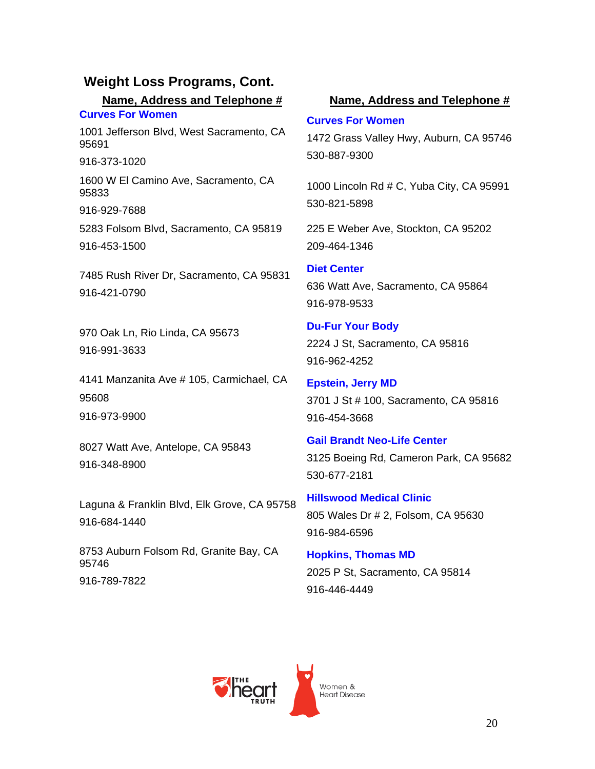## Weight Loss Programs, Cont.

**Name, Address and Telephone #**

**Curves For Women**

1001 Jefferson Blvd, West Sacramento, CA 95691

916-373-1020

1600 W El Camino Ave, Sacramento, CA 95833

916-929-7688

5283 Folsom Blvd, Sacramento, CA 95819

916-453-1500

7485 Rush River Dr, Sacramento, CA 95831

916-421-0790

970 Oak Ln, Rio Linda, CA 95673

916-991-3633

4141 Manzanita Ave # 105, Carmichael, CA 95608

916-973-9900

8027 Watt Ave, Antelope, CA 95843

916-348-8900

Laguna & Franklin Blvd, Elk Grove, CA 95758

916-684-1440

8753 Auburn Folsom Rd, Granite Bay, CA 95746

916-789-7822

**Name, Address and Telephone #**

**Curves For Women**

1472 Grass Valley Hwy, Auburn, CA 95746

530-887-9300

1000 Lincoln Rd # C, Yuba City, CA 95991

530-821-5898

225 E Weber Ave, Stockton, CA 95202

209-464-1346

**Diet Center**

636 Watt Ave, Sacramento, CA 95864

916-978-9533

**Du-Fur Your Body**

2224 J St, Sacramento, CA 95816

916-962-4252

**Epstein, Jerry MD**

3701 J St # 100, Sacramento, CA 95816

916-454-3668

**Gail Brandt Neo-Life Center**

3125 Boeing Rd, Cameron Park, CA 95682

530-677-2181

**Hillswood Medical Clinic**

805 Wales Dr # 2, Folsom, CA 95630

916-984-6596

**Hopkins, Thomas MD**

2025 P St, Sacramento, CA 95814

916-446-4449

The heart TRUTH — Women & Heart Disease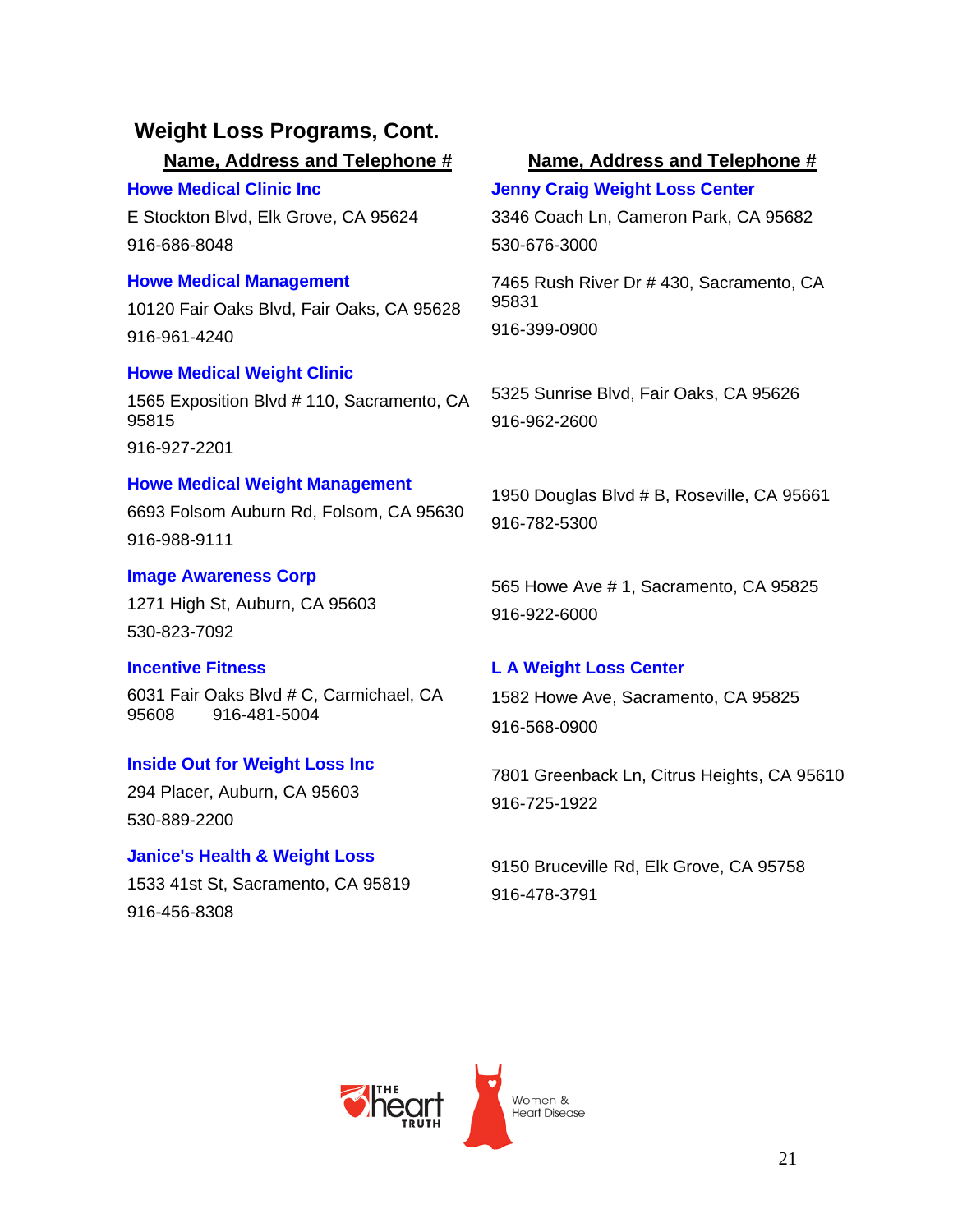## Weight Loss Programs, Cont.

**Name, Address and Telephone #**

**Howe Medical Clinic Inc**

E Stockton Blvd, Elk Grove, CA 95624

916-686-8048

**Howe Medical Management**

10120 Fair Oaks Blvd, Fair Oaks, CA 95628

916-961-4240

**Howe Medical Weight Clinic**

1565 Exposition Blvd # 110, Sacramento, CA 95815

916-927-2201

**Howe Medical Weight Management**

6693 Folsom Auburn Rd, Folsom, CA 95630

916-988-9111

**Image Awareness Corp**

1271 High St, Auburn, CA 95603

530-823-7092

**Incentive Fitness**

6031 Fair Oaks Blvd # C, Carmichael, CA 95608 916-481-5004

**Inside Out for Weight Loss Inc**

294 Placer, Auburn, CA 95603

530-889-2200

**Janice's Health & Weight Loss**

1533 41st St, Sacramento, CA 95819

916-456-8308

**Name, Address and Telephone #**

**Jenny Craig Weight Loss Center**

3346 Coach Ln, Cameron Park, CA 95682

530-676-3000

7465 Rush River Dr # 430, Sacramento, CA 95831

916-399-0900

5325 Sunrise Blvd, Fair Oaks, CA 95626

916-962-2600

1950 Douglas Blvd # B, Roseville, CA 95661

916-782-5300

565 Howe Ave # 1, Sacramento, CA 95825

916-922-6000

**L A Weight Loss Center**

1582 Howe Ave, Sacramento, CA 95825

916-568-0900

7801 Greenback Ln, Citrus Heights, CA 95610

916-725-1922

9150 Bruceville Rd, Elk Grove, CA 95758

916-478-3791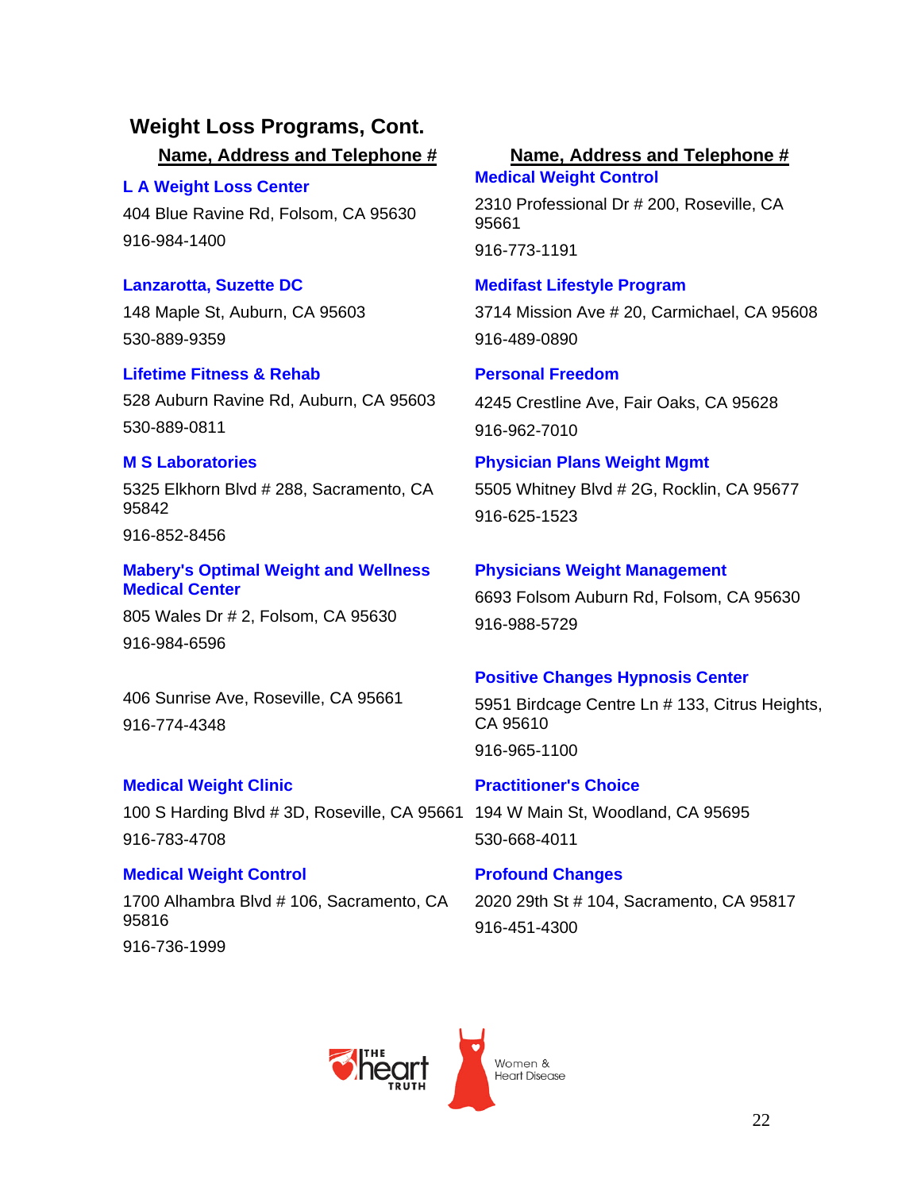## Weight Loss Programs, Cont.

**Name, Address and Telephone #**

**L A Weight Loss Center**
404 Blue Ravine Rd, Folsom, CA 95630
916-984-1400

**Lanzarotta, Suzette DC**
148 Maple St, Auburn, CA 95603
530-889-9359

**Lifetime Fitness & Rehab**
528 Auburn Ravine Rd, Auburn, CA 95603
530-889-0811

**M S Laboratories**
5325 Elkhorn Blvd # 288, Sacramento, CA 95842
916-852-8456

**Mabery's Optimal Weight and Wellness Medical Center**
805 Wales Dr # 2, Folsom, CA 95630
916-984-6596

406 Sunrise Ave, Roseville, CA 95661
916-774-4348

**Medical Weight Clinic**
100 S Harding Blvd # 3D, Roseville, CA 95661
916-783-4708

**Medical Weight Control**
1700 Alhambra Blvd # 106, Sacramento, CA 95816
916-736-1999

**Name, Address and Telephone #**

**Medical Weight Control**
2310 Professional Dr # 200, Roseville, CA 95661
916-773-1191

**Medifast Lifestyle Program**
3714 Mission Ave # 20, Carmichael, CA 95608
916-489-0890

**Personal Freedom**
4245 Crestline Ave, Fair Oaks, CA 95628
916-962-7010

**Physician Plans Weight Mgmt**
5505 Whitney Blvd # 2G, Rocklin, CA 95677
916-625-1523

**Physicians Weight Management**
6693 Folsom Auburn Rd, Folsom, CA 95630
916-988-5729

**Positive Changes Hypnosis Center**
5951 Birdcage Centre Ln # 133, Citrus Heights, CA 95610
916-965-1100

**Practitioner's Choice**
194 W Main St, Woodland, CA 95695
530-668-4011

**Profound Changes**
2020 29th St # 104, Sacramento, CA 95817
916-451-4300

THE heart TRUTH — Women & Heart Disease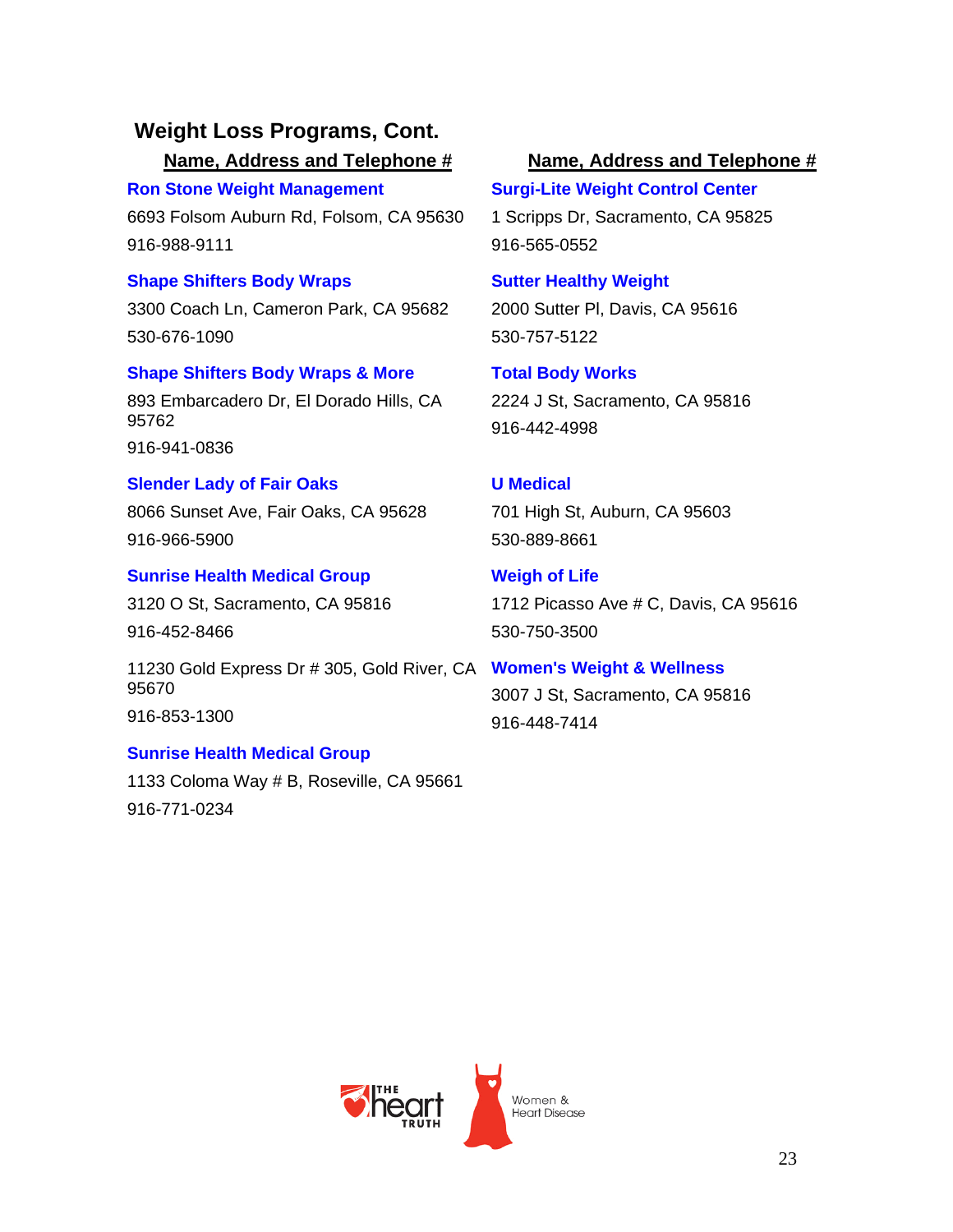## Weight Loss Programs, Cont.

**Name, Address and Telephone #**

**Ron Stone Weight Management**

6693 Folsom Auburn Rd, Folsom, CA 95630

916-988-9111

**Shape Shifters Body Wraps**

3300 Coach Ln, Cameron Park, CA 95682

530-676-1090

**Shape Shifters Body Wraps & More**

893 Embarcadero Dr, El Dorado Hills, CA 95762

916-941-0836

**Slender Lady of Fair Oaks**

8066 Sunset Ave, Fair Oaks, CA 95628

916-966-5900

**Sunrise Health Medical Group**

3120 O St, Sacramento, CA 95816

916-452-8466

11230 Gold Express Dr # 305, Gold River, CA 95670

916-853-1300

**Sunrise Health Medical Group**

1133 Coloma Way # B, Roseville, CA 95661

916-771-0234

**Name, Address and Telephone #**

**Surgi-Lite Weight Control Center**

1 Scripps Dr, Sacramento, CA 95825

916-565-0552

**Sutter Healthy Weight**

2000 Sutter Pl, Davis, CA 95616

530-757-5122

**Total Body Works**

2224 J St, Sacramento, CA 95816

916-442-4998

**U Medical**

701 High St, Auburn, CA 95603

530-889-8661

**Weigh of Life**

1712 Picasso Ave # C, Davis, CA 95616

530-750-3500

**Women's Weight & Wellness**

3007 J St, Sacramento, CA 95816

916-448-7414

THE heart TRUTH

Women & Heart Disease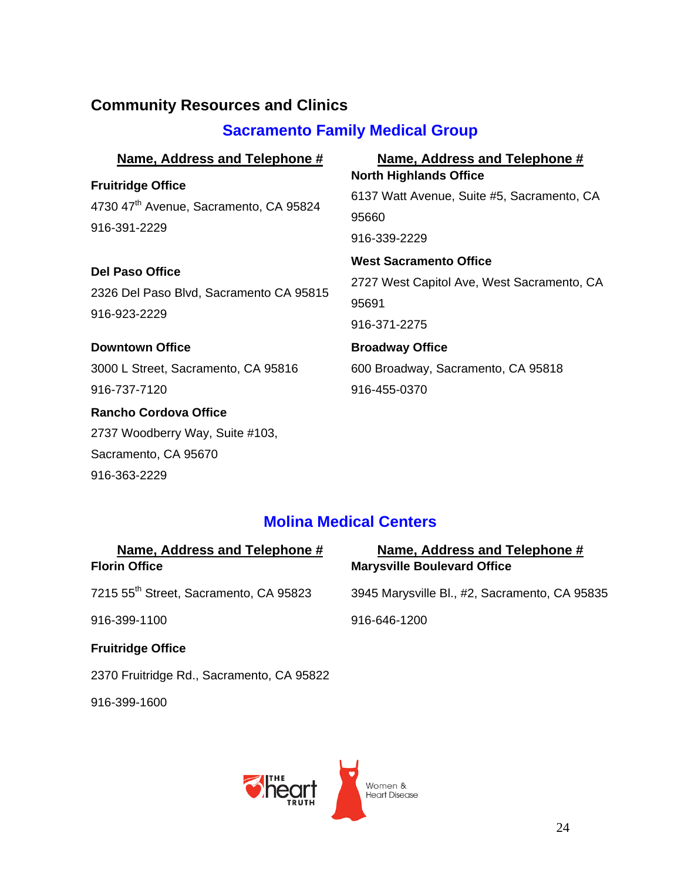## Community Resources and Clinics

### Sacramento Family Medical Group

**Name, Address and Telephone #**

**Fruitridge Office**
4730 47th Avenue, Sacramento, CA 95824
916-391-2229

**Del Paso Office**
2326 Del Paso Blvd, Sacramento CA 95815
916-923-2229

**Downtown Office**
3000 L Street, Sacramento, CA 95816
916-737-7120

**Rancho Cordova Office**
2737 Woodberry Way, Suite #103,
Sacramento, CA 95670
916-363-2229

**Name, Address and Telephone #**

**North Highlands Office**
6137 Watt Avenue, Suite #5, Sacramento, CA 95660
916-339-2229

**West Sacramento Office**
2727 West Capitol Ave, West Sacramento, CA 95691
916-371-2275

**Broadway Office**
600 Broadway, Sacramento, CA 95818
916-455-0370

### Molina Medical Centers

**Name, Address and Telephone #**

**Florin Office**
7215 55th Street, Sacramento, CA 95823
916-399-1100

**Fruitridge Office**
2370 Fruitridge Rd., Sacramento, CA 95822
916-399-1600

**Name, Address and Telephone #**

**Marysville Boulevard Office**
3945 Marysville Bl., #2, Sacramento, CA 95835
916-646-1200

THE heart TRUTH — Women & Heart Disease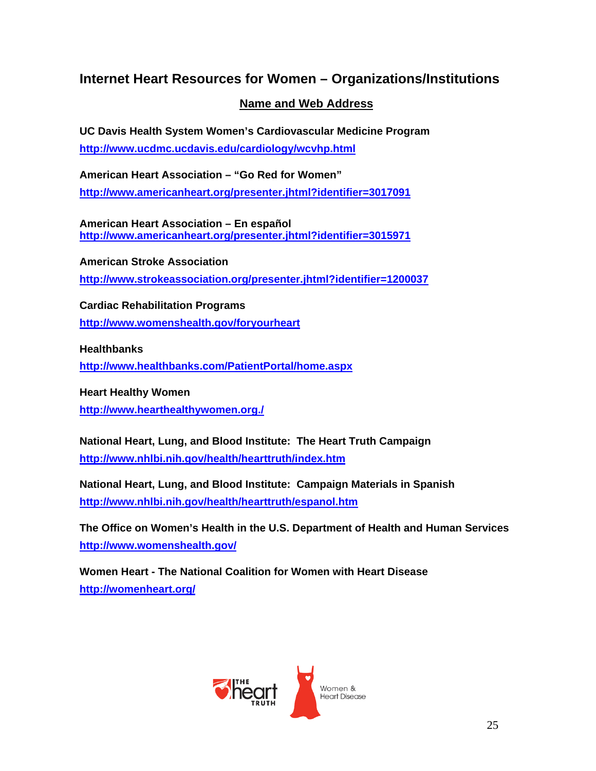## Internet Heart Resources for Women – Organizations/Institutions

**Name and Web Address**

**UC Davis Health System Women's Cardiovascular Medicine Program**
http://www.ucdmc.ucdavis.edu/cardiology/wcvhp.html

**American Heart Association – "Go Red for Women"**
http://www.americanheart.org/presenter.jhtml?identifier=3017091

**American Heart Association – En español**
http://www.americanheart.org/presenter.jhtml?identifier=3015971

**American Stroke Association**
http://www.strokeassociation.org/presenter.jhtml?identifier=1200037

**Cardiac Rehabilitation Programs**
http://www.womenshealth.gov/foryourheart

**Healthbanks**
http://www.healthbanks.com/PatientPortal/home.aspx

**Heart Healthy Women**
http://www.hearthealthywomen.org./

**National Heart, Lung, and Blood Institute: The Heart Truth Campaign**
http://www.nhlbi.nih.gov/health/hearttruth/index.htm

**National Heart, Lung, and Blood Institute: Campaign Materials in Spanish**
http://www.nhlbi.nih.gov/health/hearttruth/espanol.htm

**The Office on Women's Health in the U.S. Department of Health and Human Services**
http://www.womenshealth.gov/

**Women Heart - The National Coalition for Women with Heart Disease**
http://womenheart.org/

THE heart TRUTH — Women & Heart Disease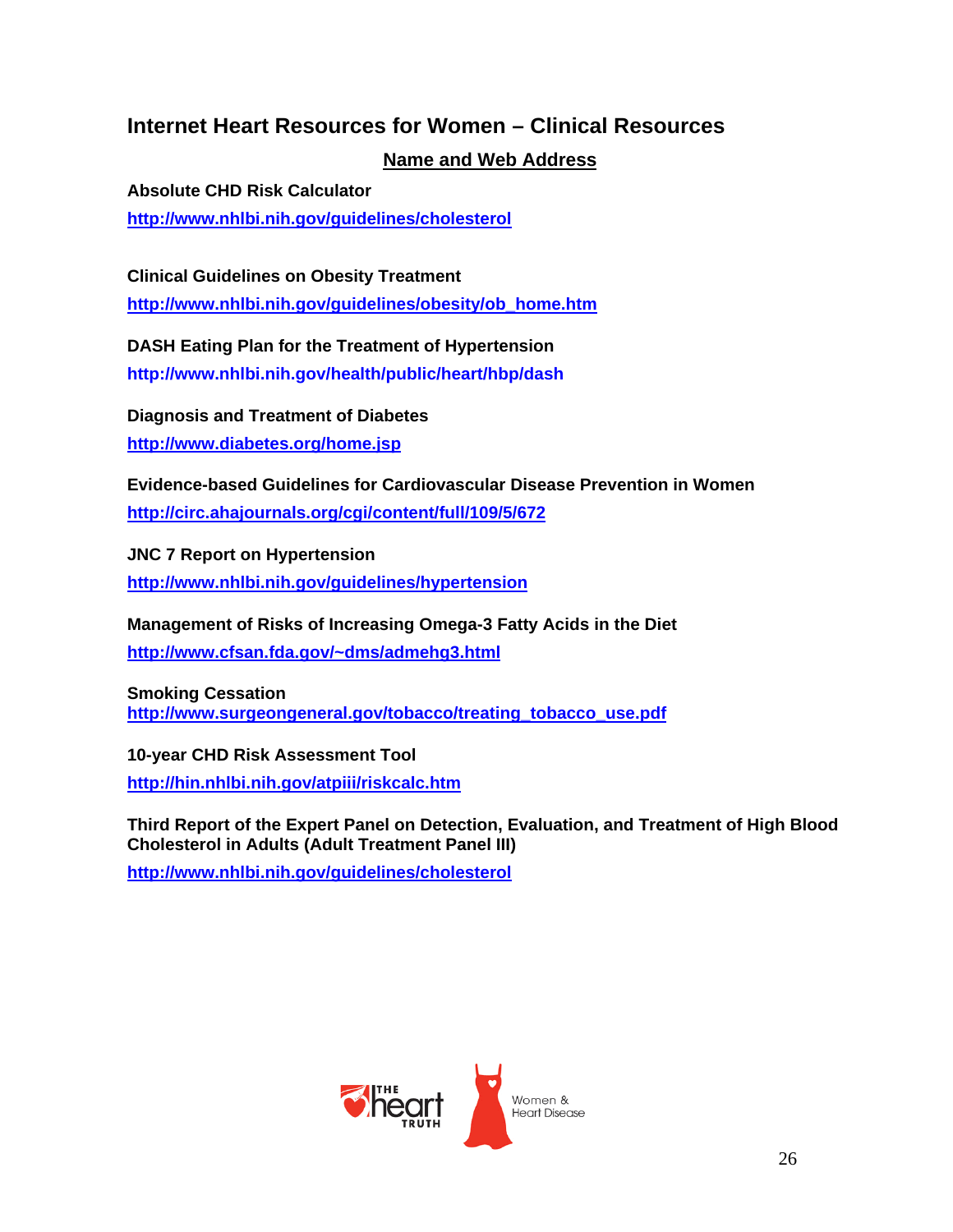## Internet Heart Resources for Women – Clinical Resources

**Name and Web Address**

**Absolute CHD Risk Calculator**
http://www.nhlbi.nih.gov/guidelines/cholesterol

**Clinical Guidelines on Obesity Treatment**
http://www.nhlbi.nih.gov/guidelines/obesity/ob_home.htm

**DASH Eating Plan for the Treatment of Hypertension**
http://www.nhlbi.nih.gov/health/public/heart/hbp/dash

**Diagnosis and Treatment of Diabetes**
http://www.diabetes.org/home.jsp

**Evidence-based Guidelines for Cardiovascular Disease Prevention in Women**
http://circ.ahajournals.org/cgi/content/full/109/5/672

**JNC 7 Report on Hypertension**
http://www.nhlbi.nih.gov/guidelines/hypertension

**Management of Risks of Increasing Omega-3 Fatty Acids in the Diet**
http://www.cfsan.fda.gov/~dms/admehg3.html

**Smoking Cessation**
http://www.surgeongeneral.gov/tobacco/treating_tobacco_use.pdf

**10-year CHD Risk Assessment Tool**
http://hin.nhlbi.nih.gov/atpiii/riskcalc.htm

**Third Report of the Expert Panel on Detection, Evaluation, and Treatment of High Blood Cholesterol in Adults (Adult Treatment Panel III)**
http://www.nhlbi.nih.gov/guidelines/cholesterol

The Heart Truth

Women & Heart Disease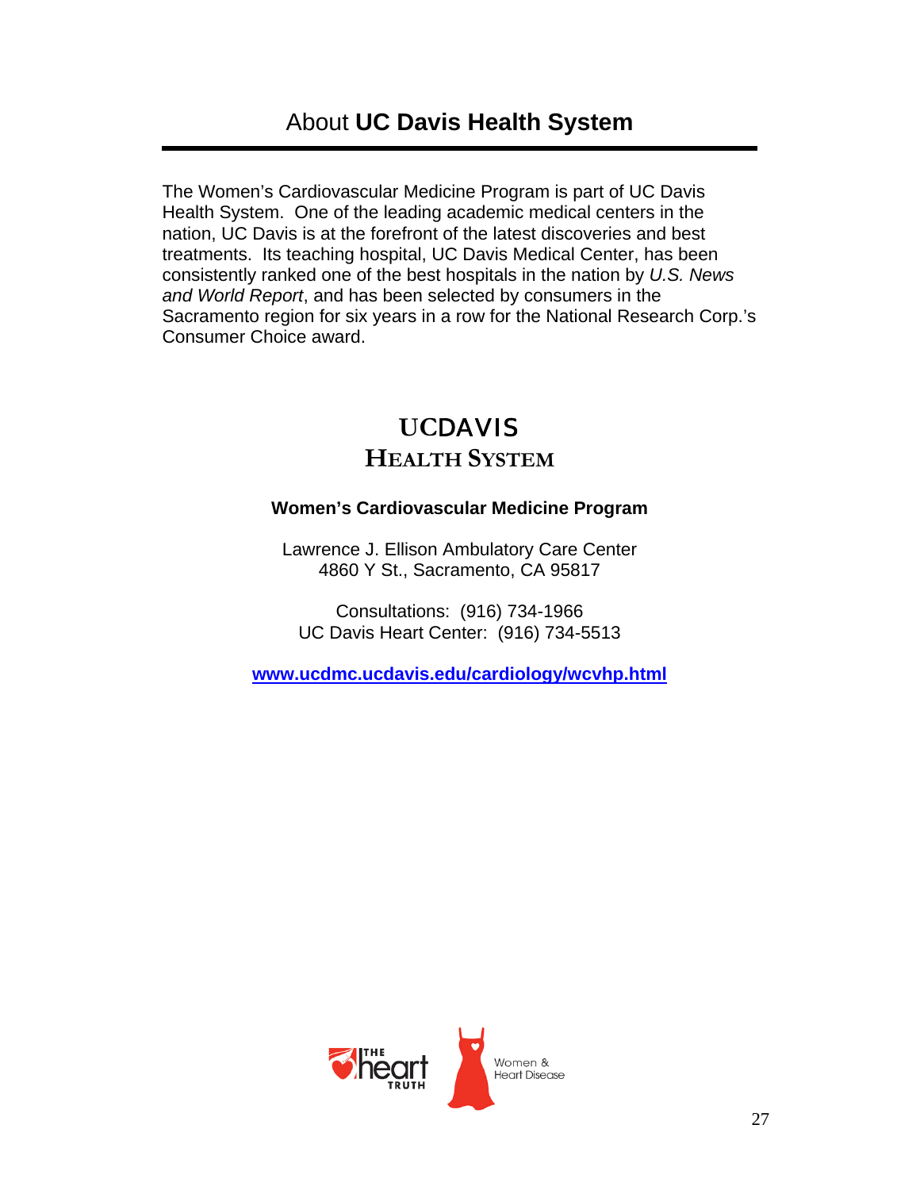# About **UC Davis Health System**

The Women's Cardiovascular Medicine Program is part of UC Davis Health System. One of the leading academic medical centers in the nation, UC Davis is at the forefront of the latest discoveries and best treatments. Its teaching hospital, UC Davis Medical Center, has been consistently ranked one of the best hospitals in the nation by *U.S. News and World Report*, and has been selected by consumers in the Sacramento region for six years in a row for the National Research Corp.'s Consumer Choice award.

UCDAVIS
HEALTH SYSTEM

**Women's Cardiovascular Medicine Program**

Lawrence J. Ellison Ambulatory Care Center
4860 Y St., Sacramento, CA 95817

Consultations: (916) 734-1966
UC Davis Heart Center: (916) 734-5513

**www.ucdmc.ucdavis.edu/cardiology/wcvhp.html**

THE heart TRUTH

Women & Heart Disease